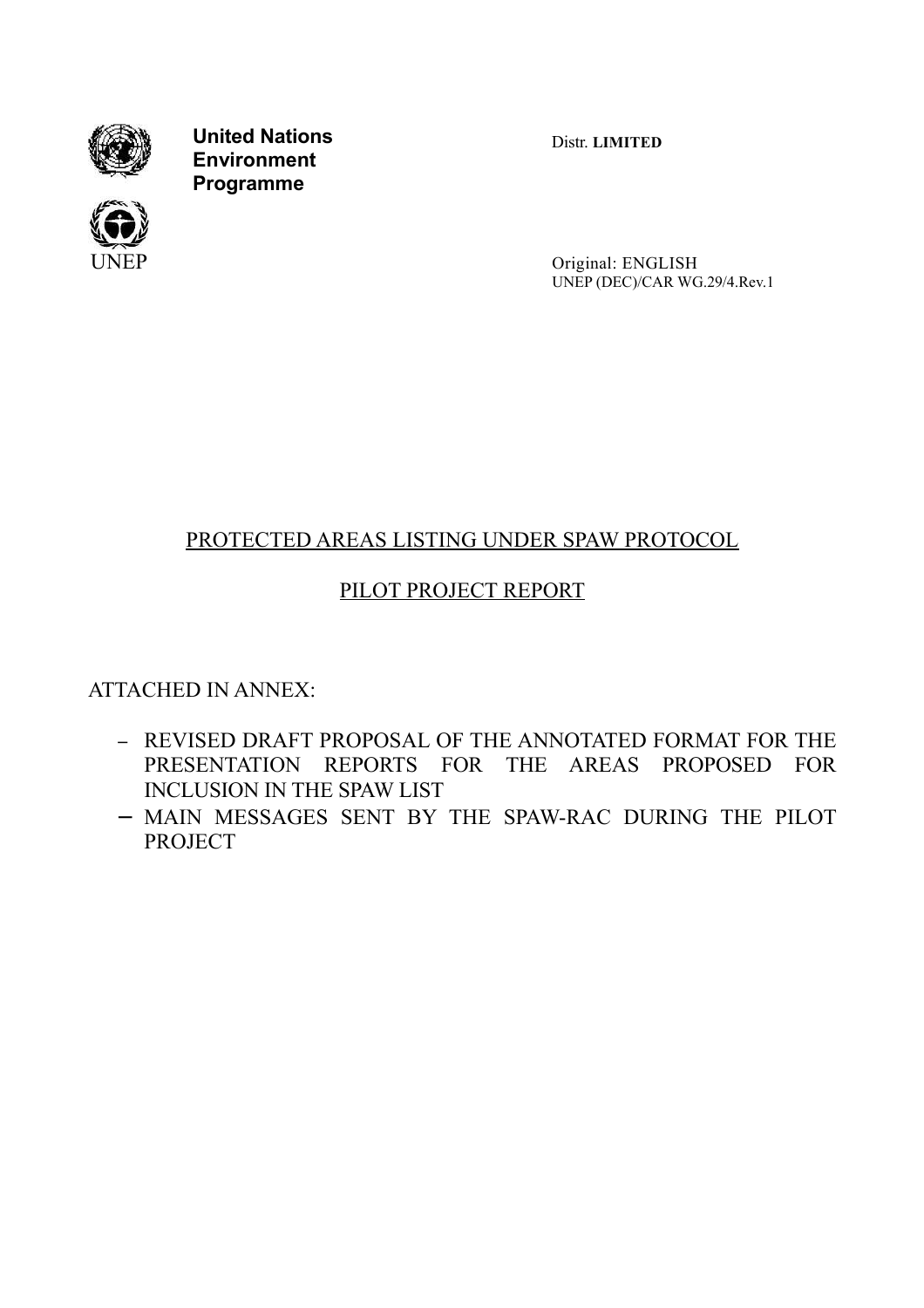**United Nations Environment Programme**

UNEP

Distr. **LIMITED**

Original: ENGLISH
UNEP (DEC)/CAR WG.29/4.Rev.1

# PROTECTED AREAS LISTING UNDER SPAW PROTOCOL

## PILOT PROJECT REPORT

ATTACHED IN ANNEX:

- REVISED DRAFT PROPOSAL OF THE ANNOTATED FORMAT FOR THE PRESENTATION REPORTS FOR THE AREAS PROPOSED FOR INCLUSION IN THE SPAW LIST
- MAIN MESSAGES SENT BY THE SPAW-RAC DURING THE PILOT PROJECT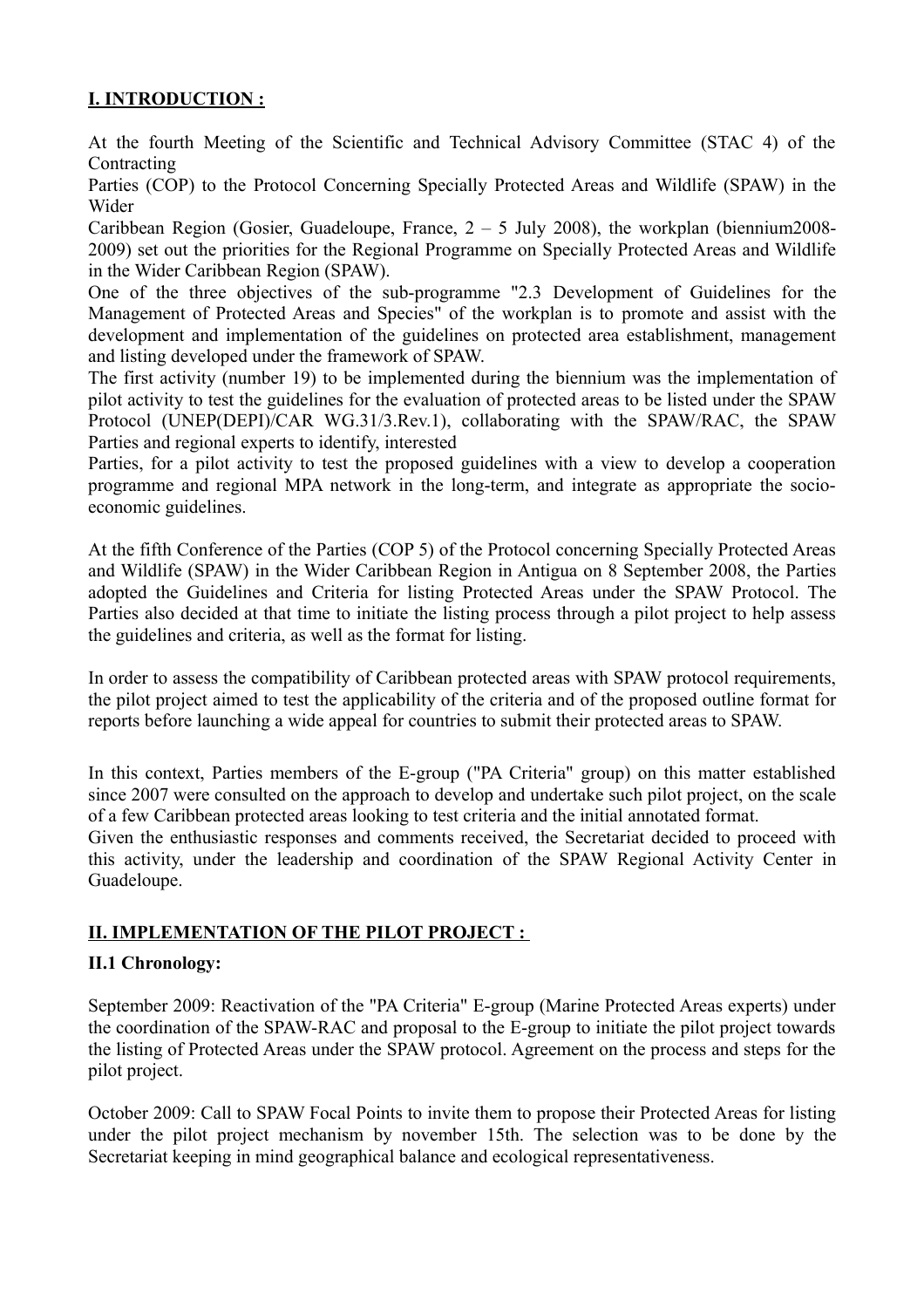## I. INTRODUCTION :

At the fourth Meeting of the Scientific and Technical Advisory Committee (STAC 4) of the Contracting Parties (COP) to the Protocol Concerning Specially Protected Areas and Wildlife (SPAW) in the Wider Caribbean Region (Gosier, Guadeloupe, France, 2 – 5 July 2008), the workplan (biennium2008-2009) set out the priorities for the Regional Programme on Specially Protected Areas and Wildlife in the Wider Caribbean Region (SPAW).

One of the three objectives of the sub-programme "2.3 Development of Guidelines for the Management of Protected Areas and Species" of the workplan is to promote and assist with the development and implementation of the guidelines on protected area establishment, management and listing developed under the framework of SPAW.

The first activity (number 19) to be implemented during the biennium was the implementation of pilot activity to test the guidelines for the evaluation of protected areas to be listed under the SPAW Protocol (UNEP(DEPI)/CAR WG.31/3.Rev.1), collaborating with the SPAW/RAC, the SPAW Parties and regional experts to identify, interested Parties, for a pilot activity to test the proposed guidelines with a view to develop a cooperation programme and regional MPA network in the long-term, and integrate as appropriate the socio-economic guidelines.

At the fifth Conference of the Parties (COP 5) of the Protocol concerning Specially Protected Areas and Wildlife (SPAW) in the Wider Caribbean Region in Antigua on 8 September 2008, the Parties adopted the Guidelines and Criteria for listing Protected Areas under the SPAW Protocol. The Parties also decided at that time to initiate the listing process through a pilot project to help assess the guidelines and criteria, as well as the format for listing.

In order to assess the compatibility of Caribbean protected areas with SPAW protocol requirements, the pilot project aimed to test the applicability of the criteria and of the proposed outline format for reports before launching a wide appeal for countries to submit their protected areas to SPAW.

In this context, Parties members of the E-group ("PA Criteria" group) on this matter established since 2007 were consulted on the approach to develop and undertake such pilot project, on the scale of a few Caribbean protected areas looking to test criteria and the initial annotated format.

Given the enthusiastic responses and comments received, the Secretariat decided to proceed with this activity, under the leadership and coordination of the SPAW Regional Activity Center in Guadeloupe.

## II. IMPLEMENTATION OF THE PILOT PROJECT :

### II.1 Chronology:

September 2009: Reactivation of the "PA Criteria" E-group (Marine Protected Areas experts) under the coordination of the SPAW-RAC and proposal to the E-group to initiate the pilot project towards the listing of Protected Areas under the SPAW protocol. Agreement on the process and steps for the pilot project.

October 2009: Call to SPAW Focal Points to invite them to propose their Protected Areas for listing under the pilot project mechanism by november 15th. The selection was to be done by the Secretariat keeping in mind geographical balance and ecological representativeness.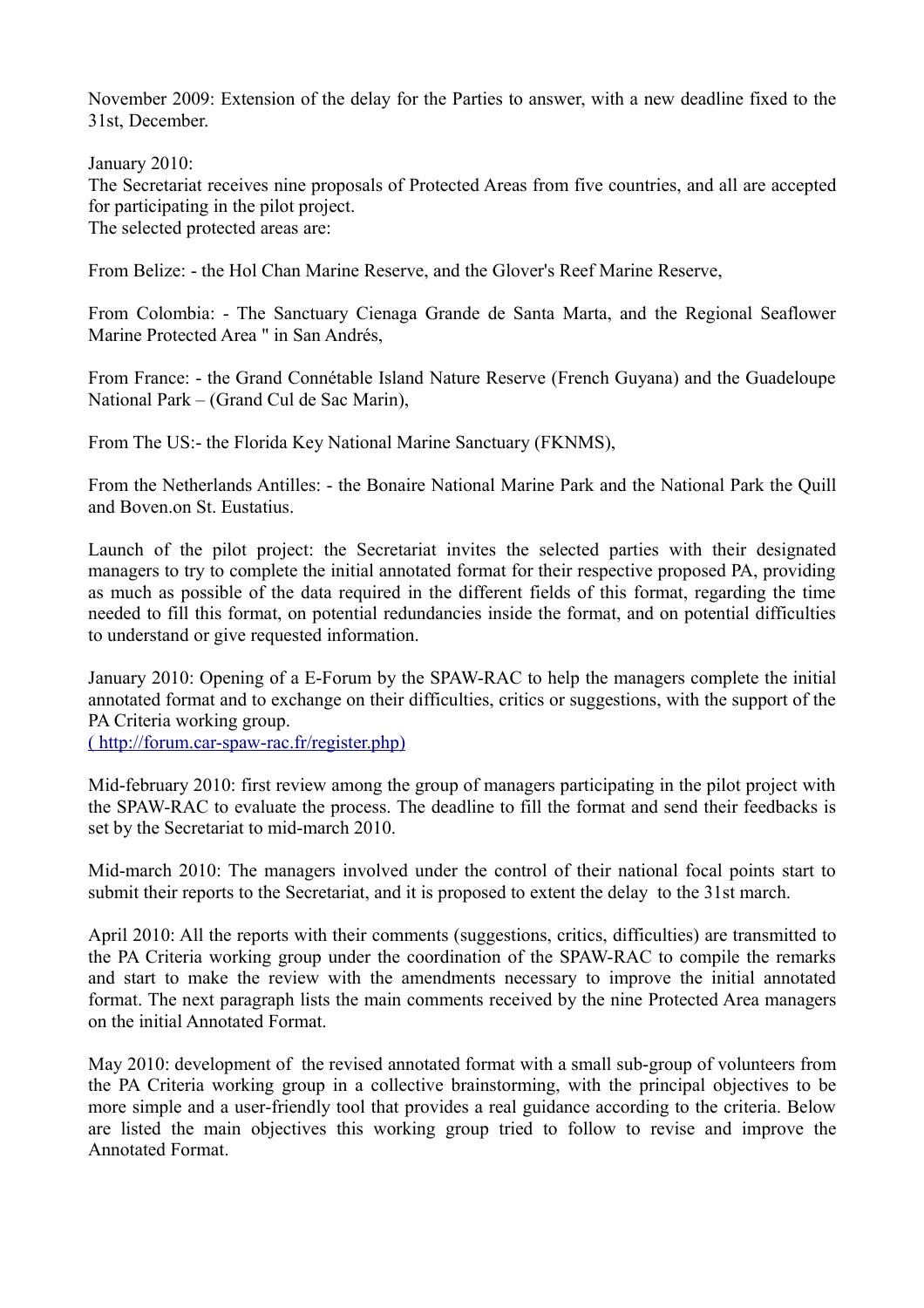November 2009: Extension of the delay for the Parties to answer, with a new deadline fixed to the 31st, December.

January 2010:
The Secretariat receives nine proposals of Protected Areas from five countries, and all are accepted for participating in the pilot project.
The selected protected areas are:

From Belize: - the Hol Chan Marine Reserve, and the Glover's Reef Marine Reserve,

From Colombia: - The Sanctuary Cienaga Grande de Santa Marta, and the Regional Seaflower Marine Protected Area " in San Andrés,

From France: - the Grand Connétable Island Nature Reserve (French Guyana) and the Guadeloupe National Park – (Grand Cul de Sac Marin),

From The US:- the Florida Key National Marine Sanctuary (FKNMS),

From the Netherlands Antilles: - the Bonaire National Marine Park and the National Park the Quill and Boven.on St. Eustatius.

Launch of the pilot project: the Secretariat invites the selected parties with their designated managers to try to complete the initial annotated format for their respective proposed PA, providing as much as possible of the data required in the different fields of this format, regarding the time needed to fill this format, on potential redundancies inside the format, and on potential difficulties to understand or give requested information.

January 2010: Opening of a E-Forum by the SPAW-RAC to help the managers complete the initial annotated format and to exchange on their difficulties, critics or suggestions, with the support of the PA Criteria working group.
( http://forum.car-spaw-rac.fr/register.php)

Mid-february 2010: first review among the group of managers participating in the pilot project with the SPAW-RAC to evaluate the process. The deadline to fill the format and send their feedbacks is set by the Secretariat to mid-march 2010.

Mid-march 2010: The managers involved under the control of their national focal points start to submit their reports to the Secretariat, and it is proposed to extent the delay to the 31st march.

April 2010: All the reports with their comments (suggestions, critics, difficulties) are transmitted to the PA Criteria working group under the coordination of the SPAW-RAC to compile the remarks and start to make the review with the amendments necessary to improve the initial annotated format. The next paragraph lists the main comments received by the nine Protected Area managers on the initial Annotated Format.

May 2010: development of the revised annotated format with a small sub-group of volunteers from the PA Criteria working group in a collective brainstorming, with the principal objectives to be more simple and a user-friendly tool that provides a real guidance according to the criteria. Below are listed the main objectives this working group tried to follow to revise and improve the Annotated Format.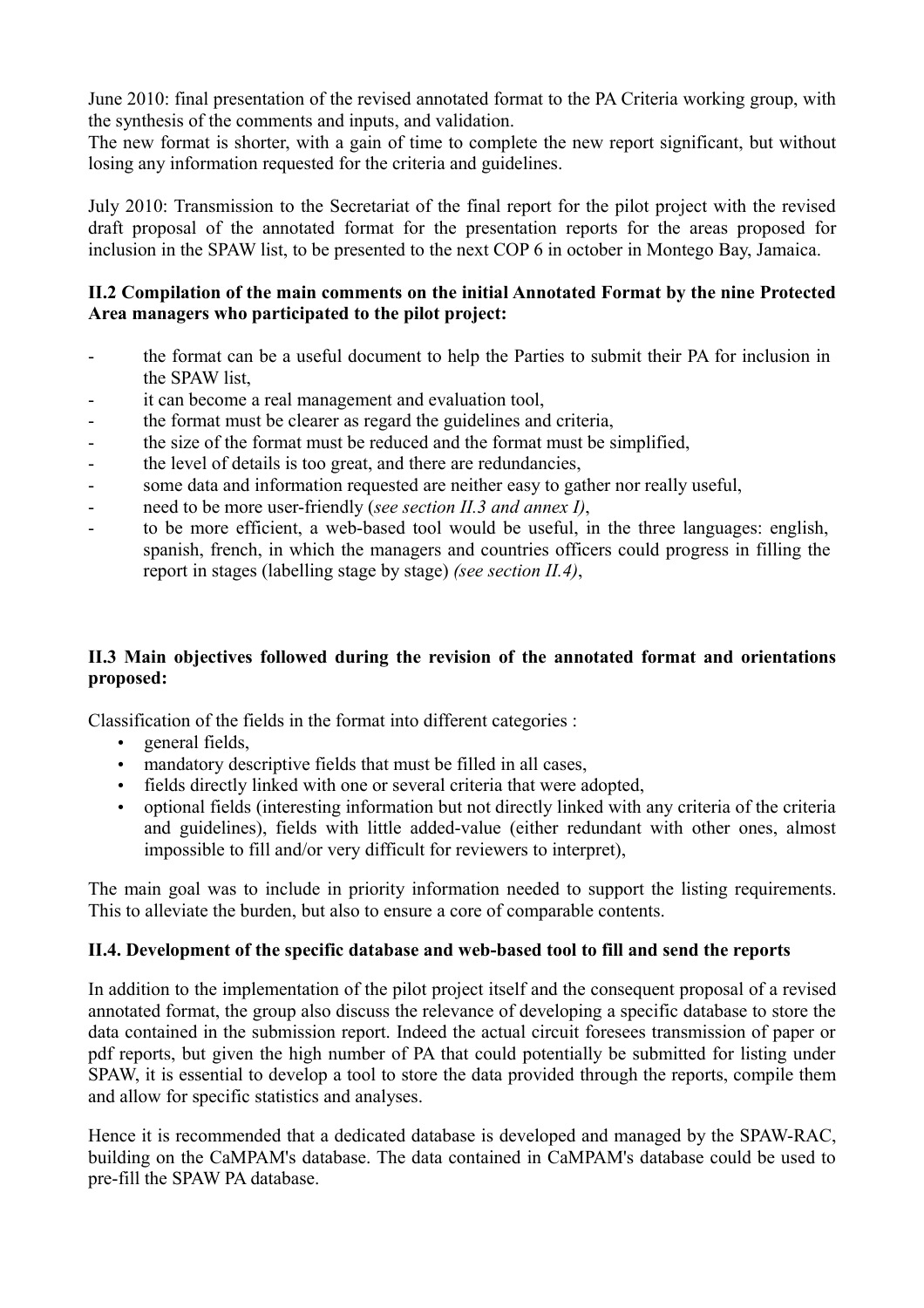June 2010: final presentation of the revised annotated format to the PA Criteria working group, with the synthesis of the comments and inputs, and validation.
The new format is shorter, with a gain of time to complete the new report significant, but without losing any information requested for the criteria and guidelines.

July 2010: Transmission to the Secretariat of the final report for the pilot project with the revised draft proposal of the annotated format for the presentation reports for the areas proposed for inclusion in the SPAW list, to be presented to the next COP 6 in october in Montego Bay, Jamaica.

### II.2 Compilation of the main comments on the initial Annotated Format by the nine Protected Area managers who participated to the pilot project:

- the format can be a useful document to help the Parties to submit their PA for inclusion in the SPAW list,
- it can become a real management and evaluation tool,
- the format must be clearer as regard the guidelines and criteria,
- the size of the format must be reduced and the format must be simplified,
- the level of details is too great, and there are redundancies,
- some data and information requested are neither easy to gather nor really useful,
- need to be more user-friendly (*see section II.3 and annex I)*,
- to be more efficient, a web-based tool would be useful, in the three languages: english, spanish, french, in which the managers and countries officers could progress in filling the report in stages (labelling stage by stage) *(see section II.4)*,

### II.3 Main objectives followed during the revision of the annotated format and orientations proposed:

Classification of the fields in the format into different categories :

- general fields,
- mandatory descriptive fields that must be filled in all cases,
- fields directly linked with one or several criteria that were adopted,
- optional fields (interesting information but not directly linked with any criteria of the criteria and guidelines), fields with little added-value (either redundant with other ones, almost impossible to fill and/or very difficult for reviewers to interpret),

The main goal was to include in priority information needed to support the listing requirements. This to alleviate the burden, but also to ensure a core of comparable contents.

### II.4. Development of the specific database and web-based tool to fill and send the reports

In addition to the implementation of the pilot project itself and the consequent proposal of a revised annotated format, the group also discuss the relevance of developing a specific database to store the data contained in the submission report. Indeed the actual circuit foresees transmission of paper or pdf reports, but given the high number of PA that could potentially be submitted for listing under SPAW, it is essential to develop a tool to store the data provided through the reports, compile them and allow for specific statistics and analyses.

Hence it is recommended that a dedicated database is developed and managed by the SPAW-RAC, building on the CaMPAM's database. The data contained in CaMPAM's database could be used to pre-fill the SPAW PA database.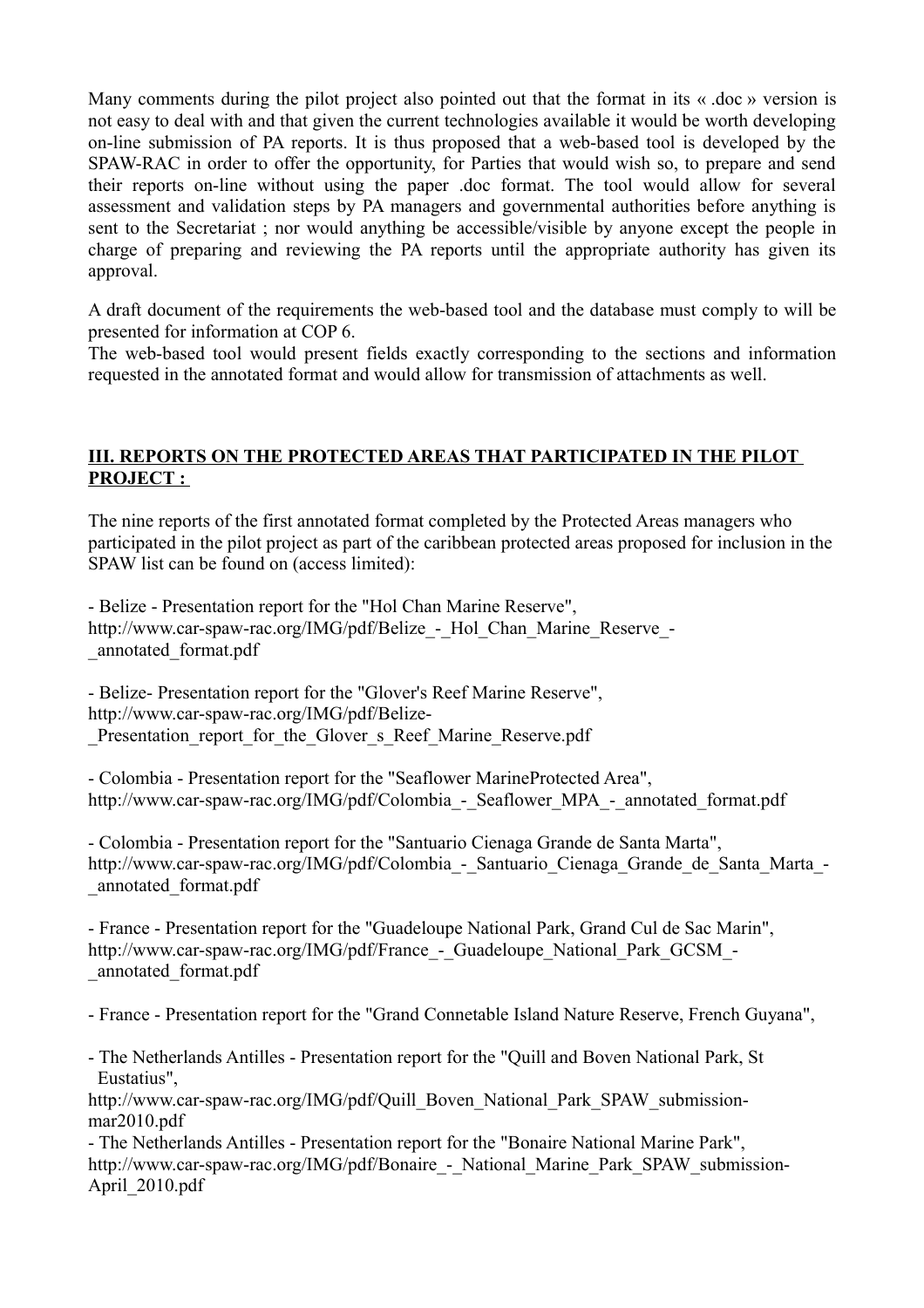Many comments during the pilot project also pointed out that the format in its « .doc » version is not easy to deal with and that given the current technologies available it would be worth developing on-line submission of PA reports. It is thus proposed that a web-based tool is developed by the SPAW-RAC in order to offer the opportunity, for Parties that would wish so, to prepare and send their reports on-line without using the paper .doc format. The tool would allow for several assessment and validation steps by PA managers and governmental authorities before anything is sent to the Secretariat ; nor would anything be accessible/visible by anyone except the people in charge of preparing and reviewing the PA reports until the appropriate authority has given its approval.

A draft document of the requirements the web-based tool and the database must comply to will be presented for information at COP 6.

The web-based tool would present fields exactly corresponding to the sections and information requested in the annotated format and would allow for transmission of attachments as well.

## III. REPORTS ON THE PROTECTED AREAS THAT PARTICIPATED IN THE PILOT PROJECT :

The nine reports of the first annotated format completed by the Protected Areas managers who participated in the pilot project as part of the caribbean protected areas proposed for inclusion in the SPAW list can be found on (access limited):

- Belize - Presentation report for the "Hol Chan Marine Reserve", http://www.car-spaw-rac.org/IMG/pdf/Belize_-_Hol_Chan_Marine_Reserve_-_annotated_format.pdf

- Belize- Presentation report for the "Glover's Reef Marine Reserve", http://www.car-spaw-rac.org/IMG/pdf/Belize-_Presentation_report_for_the_Glover_s_Reef_Marine_Reserve.pdf

- Colombia - Presentation report for the "Seaflower MarineProtected Area", http://www.car-spaw-rac.org/IMG/pdf/Colombia_-_Seaflower_MPA_-_annotated_format.pdf

- Colombia - Presentation report for the "Santuario Cienaga Grande de Santa Marta", http://www.car-spaw-rac.org/IMG/pdf/Colombia_-_Santuario_Cienaga_Grande_de_Santa_Marta_-_annotated_format.pdf

- France - Presentation report for the "Guadeloupe National Park, Grand Cul de Sac Marin", http://www.car-spaw-rac.org/IMG/pdf/France_-_Guadeloupe_National_Park_GCSM_-_annotated_format.pdf

- France - Presentation report for the "Grand Connetable Island Nature Reserve, French Guyana",

- The Netherlands Antilles - Presentation report for the "Quill and Boven National Park, St Eustatius", http://www.car-spaw-rac.org/IMG/pdf/Quill_Boven_National_Park_SPAW_submission-mar2010.pdf

- The Netherlands Antilles - Presentation report for the "Bonaire National Marine Park", http://www.car-spaw-rac.org/IMG/pdf/Bonaire_-_National_Marine_Park_SPAW_submission-April_2010.pdf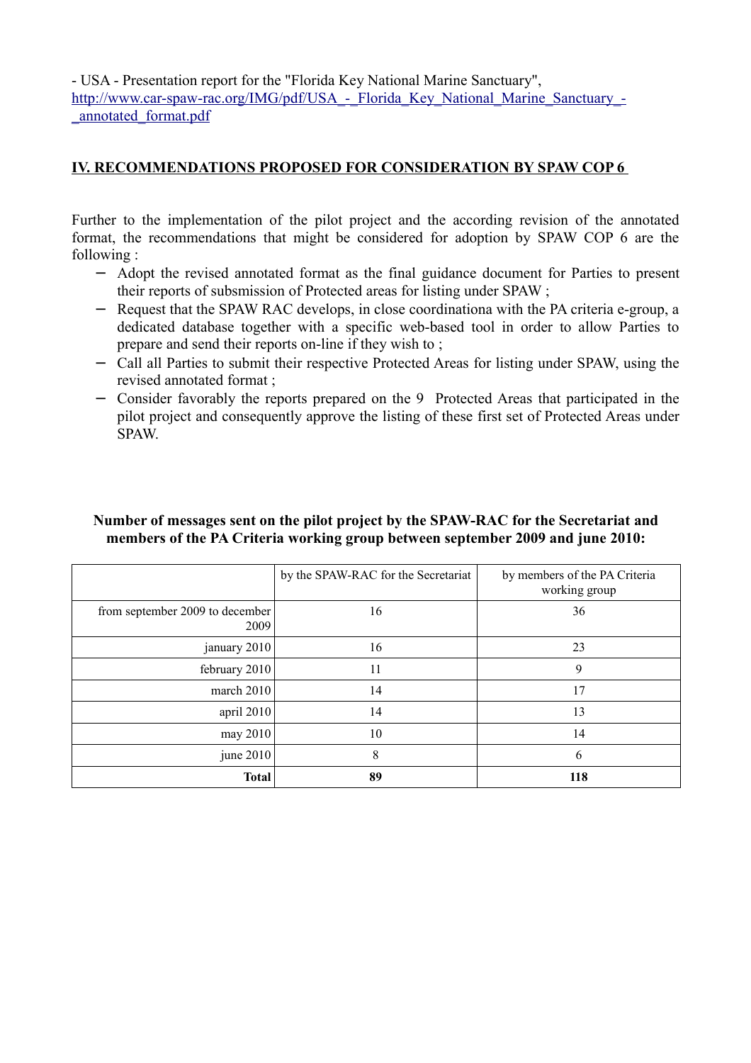- USA - Presentation report for the "Florida Key National Marine Sanctuary", http://www.car-spaw-rac.org/IMG/pdf/USA_-_Florida_Key_National_Marine_Sanctuary_-_annotated_format.pdf

## IV. RECOMMENDATIONS PROPOSED FOR CONSIDERATION BY SPAW COP 6

Further to the implementation of the pilot project and the according revision of the annotated format, the recommendations that might be considered for adoption by SPAW COP 6 are the following :

- Adopt the revised annotated format as the final guidance document for Parties to present their reports of subsmission of Protected areas for listing under SPAW ;
- Request that the SPAW RAC develops, in close coordinationa with the PA criteria e-group, a dedicated database together with a specific web-based tool in order to allow Parties to prepare and send their reports on-line if they wish to ;
- Call all Parties to submit their respective Protected Areas for listing under SPAW, using the revised annotated format ;
- Consider favorably the reports prepared on the 9 Protected Areas that participated in the pilot project and consequently approve the listing of these first set of Protected Areas under SPAW.

**Number of messages sent on the pilot project by the SPAW-RAC for the Secretariat and members of the PA Criteria working group between september 2009 and june 2010:**

| | by the SPAW-RAC for the Secretariat | by members of the PA Criteria working group |
|---|---|---|
| from september 2009 to december 2009 | 16 | 36 |
| january 2010 | 16 | 23 |
| february 2010 | 11 | 9 |
| march 2010 | 14 | 17 |
| april 2010 | 14 | 13 |
| may 2010 | 10 | 14 |
| june 2010 | 8 | 6 |
| **Total** | **89** | **118** |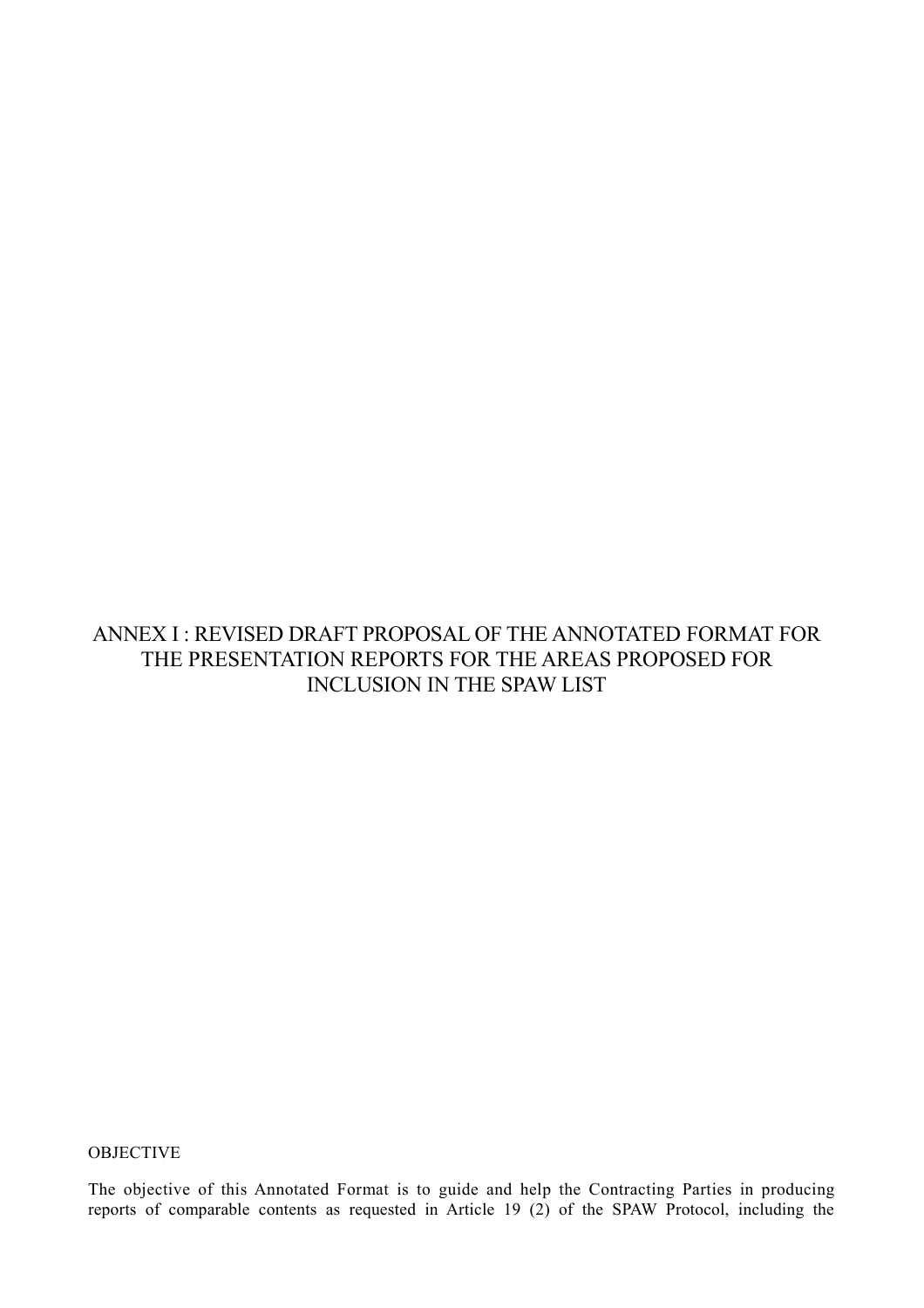# ANNEX I : REVISED DRAFT PROPOSAL OF THE ANNOTATED FORMAT FOR THE PRESENTATION REPORTS FOR THE AREAS PROPOSED FOR INCLUSION IN THE SPAW LIST

OBJECTIVE

The objective of this Annotated Format is to guide and help the Contracting Parties in producing reports of comparable contents as requested in Article 19 (2) of the SPAW Protocol, including the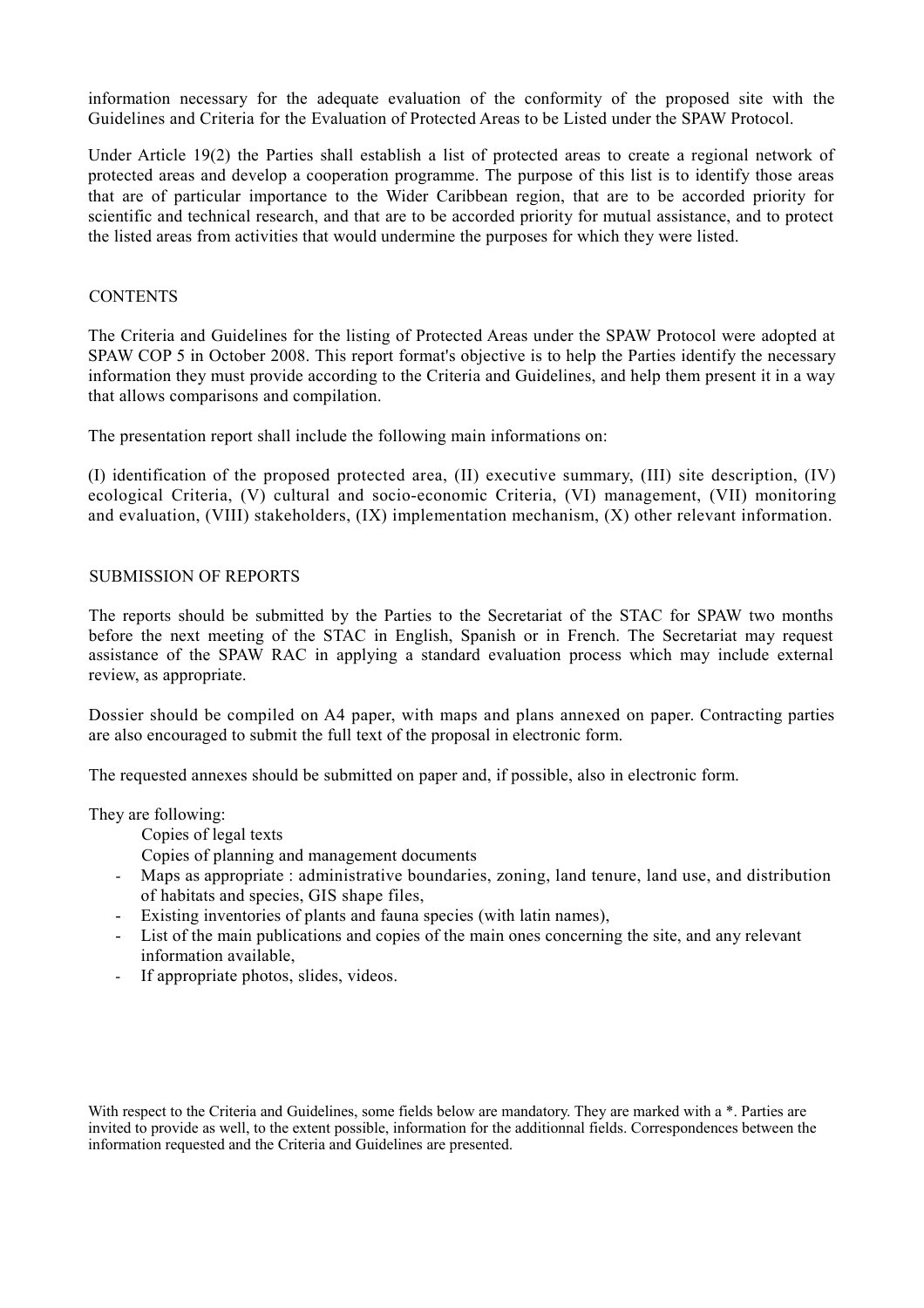information necessary for the adequate evaluation of the conformity of the proposed site with the Guidelines and Criteria for the Evaluation of Protected Areas to be Listed under the SPAW Protocol.

Under Article 19(2) the Parties shall establish a list of protected areas to create a regional network of protected areas and develop a cooperation programme. The purpose of this list is to identify those areas that are of particular importance to the Wider Caribbean region, that are to be accorded priority for scientific and technical research, and that are to be accorded priority for mutual assistance, and to protect the listed areas from activities that would undermine the purposes for which they were listed.

## CONTENTS

The Criteria and Guidelines for the listing of Protected Areas under the SPAW Protocol were adopted at SPAW COP 5 in October 2008. This report format's objective is to help the Parties identify the necessary information they must provide according to the Criteria and Guidelines, and help them present it in a way that allows comparisons and compilation.

The presentation report shall include the following main informations on:

(I) identification of the proposed protected area, (II) executive summary, (III) site description, (IV) ecological Criteria, (V) cultural and socio-economic Criteria, (VI) management, (VII) monitoring and evaluation, (VIII) stakeholders, (IX) implementation mechanism, (X) other relevant information.

## SUBMISSION OF REPORTS

The reports should be submitted by the Parties to the Secretariat of the STAC for SPAW two months before the next meeting of the STAC in English, Spanish or in French. The Secretariat may request assistance of the SPAW RAC in applying a standard evaluation process which may include external review, as appropriate.

Dossier should be compiled on A4 paper, with maps and plans annexed on paper. Contracting parties are also encouraged to submit the full text of the proposal in electronic form.

The requested annexes should be submitted on paper and, if possible, also in electronic form.

They are following:

- Copies of legal texts
- Copies of planning and management documents
- Maps as appropriate : administrative boundaries, zoning, land tenure, land use, and distribution of habitats and species, GIS shape files,
- Existing inventories of plants and fauna species (with latin names),
- List of the main publications and copies of the main ones concerning the site, and any relevant information available,
- If appropriate photos, slides, videos.

With respect to the Criteria and Guidelines, some fields below are mandatory. They are marked with a *. Parties are invited to provide as well, to the extent possible, information for the additionnal fields. Correspondences between the information requested and the Criteria and Guidelines are presented.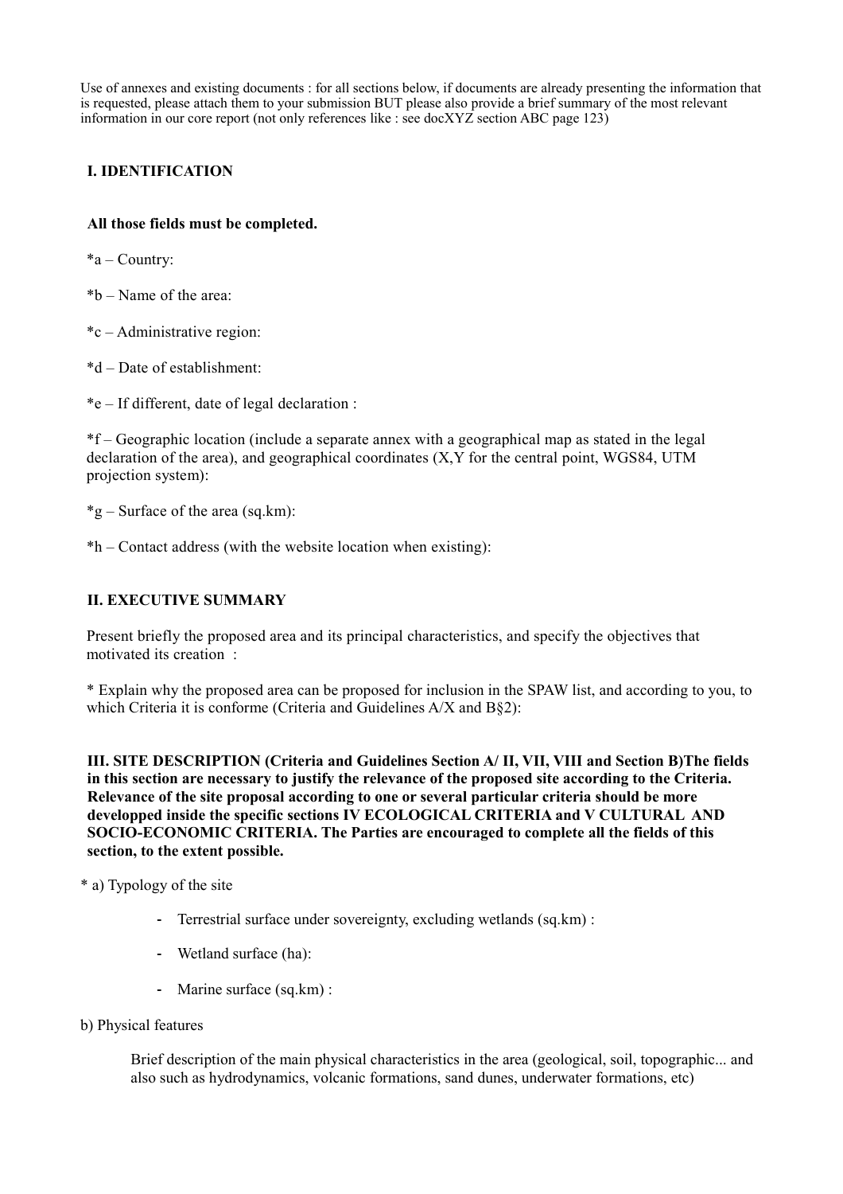Use of annexes and existing documents : for all sections below, if documents are already presenting the information that is requested, please attach them to your submission BUT please also provide a brief summary of the most relevant information in our core report (not only references like : see docXYZ section ABC page 123)

## I. IDENTIFICATION

**All those fields must be completed.**

*a – Country:

*b – Name of the area:

*c – Administrative region:

*d – Date of establishment:

*e – If different, date of legal declaration :

*f – Geographic location (include a separate annex with a geographical map as stated in the legal declaration of the area), and geographical coordinates (X,Y for the central point, WGS84, UTM projection system):

*g – Surface of the area (sq.km):

*h – Contact address (with the website location when existing):

## II. EXECUTIVE SUMMARY

Present briefly the proposed area and its principal characteristics, and specify the objectives that motivated its creation :

* Explain why the proposed area can be proposed for inclusion in the SPAW list, and according to you, to which Criteria it is conforme (Criteria and Guidelines A/X and B§2):

**III. SITE DESCRIPTION (Criteria and Guidelines Section A/ II, VII, VIII and Section B)The fields in this section are necessary to justify the relevance of the proposed site according to the Criteria. Relevance of the site proposal according to one or several particular criteria should be more developped inside the specific sections IV ECOLOGICAL CRITERIA and V CULTURAL AND SOCIO-ECONOMIC CRITERIA. The Parties are encouraged to complete all the fields of this section, to the extent possible.**

* a) Typology of the site

- Terrestrial surface under sovereignty, excluding wetlands (sq.km) :
- Wetland surface (ha):
- Marine surface (sq.km) :

b) Physical features

Brief description of the main physical characteristics in the area (geological, soil, topographic... and also such as hydrodynamics, volcanic formations, sand dunes, underwater formations, etc)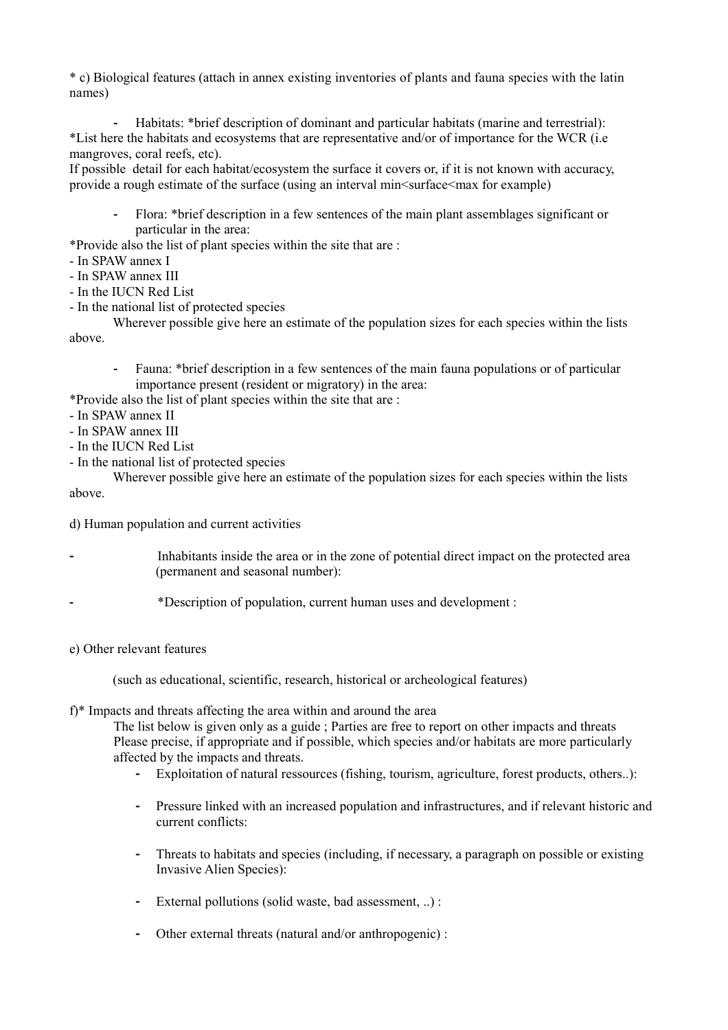* c) Biological features (attach in annex existing inventories of plants and fauna species with the latin names)

- Habitats: *brief description of dominant and particular habitats (marine and terrestrial):

*List here the habitats and ecosystems that are representative and/or of importance for the WCR (i.e mangroves, coral reefs, etc).

If possible detail for each habitat/ecosystem the surface it covers or, if it is not known with accuracy, provide a rough estimate of the surface (using an interval min<surface<max for example)

- Flora: *brief description in a few sentences of the main plant assemblages significant or particular in the area:

*Provide also the list of plant species within the site that are :

- In SPAW annex I
- In SPAW annex III
- In the IUCN Red List
- In the national list of protected species

Wherever possible give here an estimate of the population sizes for each species within the lists above.

- Fauna: *brief description in a few sentences of the main fauna populations or of particular importance present (resident or migratory) in the area:

*Provide also the list of plant species within the site that are :

- In SPAW annex II
- In SPAW annex III
- In the IUCN Red List
- In the national list of protected species

Wherever possible give here an estimate of the population sizes for each species within the lists above.

d) Human population and current activities

- Inhabitants inside the area or in the zone of potential direct impact on the protected area (permanent and seasonal number):

- *Description of population, current human uses and development :

e) Other relevant features

(such as educational, scientific, research, historical or archeological features)

f)* Impacts and threats affecting the area within and around the area

The list below is given only as a guide ; Parties are free to report on other impacts and threats Please precise, if appropriate and if possible, which species and/or habitats are more particularly affected by the impacts and threats.

- Exploitation of natural ressources (fishing, tourism, agriculture, forest products, others..):

- Pressure linked with an increased population and infrastructures, and if relevant historic and current conflicts:

- Threats to habitats and species (including, if necessary, a paragraph on possible or existing Invasive Alien Species):

- External pollutions (solid waste, bad assessment, ..) :

- Other external threats (natural and/or anthropogenic) :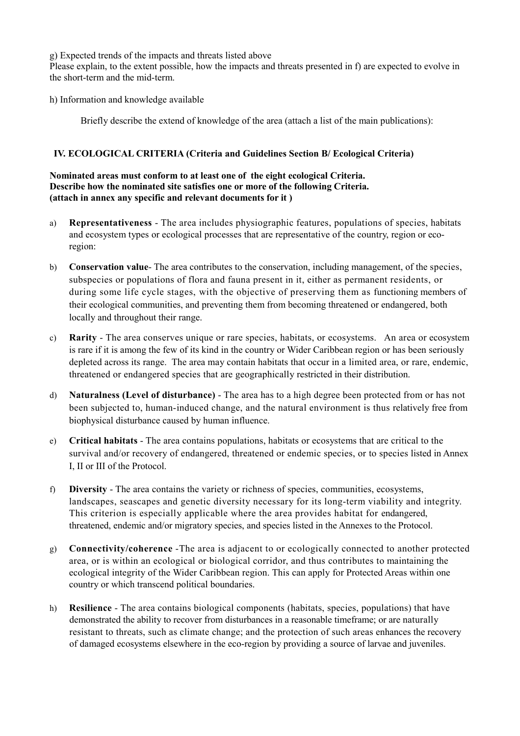g) Expected trends of the impacts and threats listed above
Please explain, to the extent possible, how the impacts and threats presented in f) are expected to evolve in the short-term and the mid-term.

h) Information and knowledge available

Briefly describe the extend of knowledge of the area (attach a list of the main publications):

## IV. ECOLOGICAL CRITERIA (Criteria and Guidelines Section B/ Ecological Criteria)

**Nominated areas must conform to at least one of the eight ecological Criteria.**
**Describe how the nominated site satisfies one or more of the following Criteria.**
**(attach in annex any specific and relevant documents for it )**

a) **Representativeness** - The area includes physiographic features, populations of species, habitats and ecosystem types or ecological processes that are representative of the country, region or eco-region:

b) **Conservation value**- The area contributes to the conservation, including management, of the species, subspecies or populations of flora and fauna present in it, either as permanent residents, or during some life cycle stages, with the objective of preserving them as functioning members of their ecological communities, and preventing them from becoming threatened or endangered, both locally and throughout their range.

c) **Rarity** - The area conserves unique or rare species, habitats, or ecosystems. An area or ecosystem is rare if it is among the few of its kind in the country or Wider Caribbean region or has been seriously depleted across its range. The area may contain habitats that occur in a limited area, or rare, endemic, threatened or endangered species that are geographically restricted in their distribution.

d) **Naturalness (Level of disturbance)** - The area has to a high degree been protected from or has not been subjected to, human-induced change, and the natural environment is thus relatively free from biophysical disturbance caused by human influence.

e) **Critical habitats** - The area contains populations, habitats or ecosystems that are critical to the survival and/or recovery of endangered, threatened or endemic species, or to species listed in Annex I, II or III of the Protocol.

f) **Diversity** - The area contains the variety or richness of species, communities, ecosystems, landscapes, seascapes and genetic diversity necessary for its long-term viability and integrity. This criterion is especially applicable where the area provides habitat for endangered, threatened, endemic and/or migratory species, and species listed in the Annexes to the Protocol.

g) **Connectivity/coherence** -The area is adjacent to or ecologically connected to another protected area, or is within an ecological or biological corridor, and thus contributes to maintaining the ecological integrity of the Wider Caribbean region. This can apply for Protected Areas within one country or which transcend political boundaries.

h) **Resilience** - The area contains biological components (habitats, species, populations) that have demonstrated the ability to recover from disturbances in a reasonable timeframe; or are naturally resistant to threats, such as climate change; and the protection of such areas enhances the recovery of damaged ecosystems elsewhere in the eco-region by providing a source of larvae and juveniles.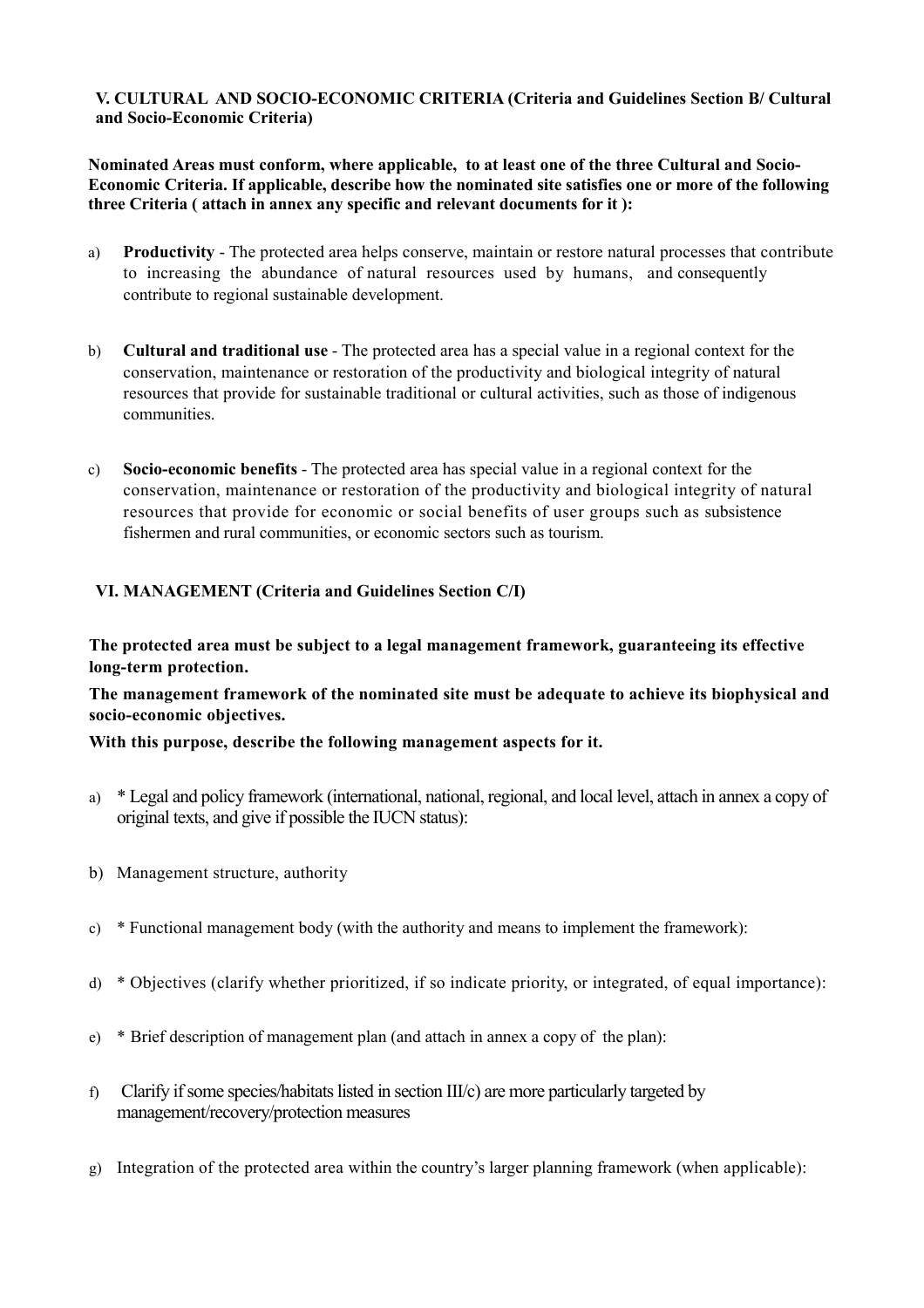## V. CULTURAL AND SOCIO-ECONOMIC CRITERIA (Criteria and Guidelines Section B/ Cultural and Socio-Economic Criteria)

**Nominated Areas must conform, where applicable, to at least one of the three Cultural and Socio-Economic Criteria. If applicable, describe how the nominated site satisfies one or more of the following three Criteria ( attach in annex any specific and relevant documents for it ):**

a) **Productivity** - The protected area helps conserve, maintain or restore natural processes that contribute to increasing the abundance of natural resources used by humans, and consequently contribute to regional sustainable development.

b) **Cultural and traditional use** - The protected area has a special value in a regional context for the conservation, maintenance or restoration of the productivity and biological integrity of natural resources that provide for sustainable traditional or cultural activities, such as those of indigenous communities.

c) **Socio-economic benefits** - The protected area has special value in a regional context for the conservation, maintenance or restoration of the productivity and biological integrity of natural resources that provide for economic or social benefits of user groups such as subsistence fishermen and rural communities, or economic sectors such as tourism.

## VI. MANAGEMENT (Criteria and Guidelines Section C/I)

**The protected area must be subject to a legal management framework, guaranteeing its effective long-term protection.**

**The management framework of the nominated site must be adequate to achieve its biophysical and socio-economic objectives.**

**With this purpose, describe the following management aspects for it.**

a) * Legal and policy framework (international, national, regional, and local level, attach in annex a copy of original texts, and give if possible the IUCN status):

b) Management structure, authority

c) * Functional management body (with the authority and means to implement the framework):

d) * Objectives (clarify whether prioritized, if so indicate priority, or integrated, of equal importance):

e) * Brief description of management plan (and attach in annex a copy of the plan):

f) Clarify if some species/habitats listed in section III/c) are more particularly targeted by management/recovery/protection measures

g) Integration of the protected area within the country's larger planning framework (when applicable):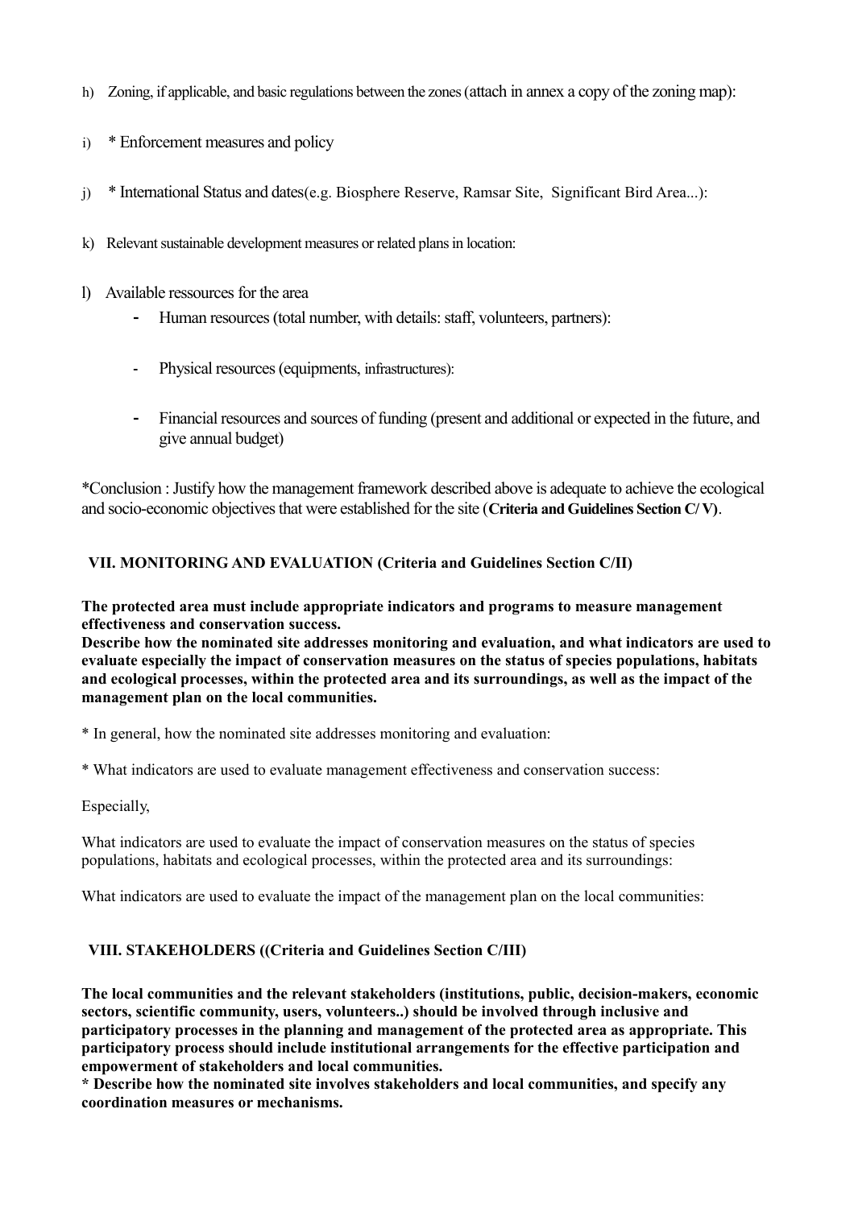h) Zoning, if applicable, and basic regulations between the zones (attach in annex a copy of the zoning map):

i) * Enforcement measures and policy

j) * International Status and dates(e.g. Biosphere Reserve, Ramsar Site, Significant Bird Area...):

k) Relevant sustainable development measures or related plans in location:

l) Available ressources for the area

- Human resources (total number, with details: staff, volunteers, partners):
- Physical resources (equipments, infrastructures):
- Financial resources and sources of funding (present and additional or expected in the future, and give annual budget)

*Conclusion : Justify how the management framework described above is adequate to achieve the ecological and socio-economic objectives that were established for the site (**Criteria and Guidelines Section C/ V**).

## VII. MONITORING AND EVALUATION (Criteria and Guidelines Section C/II)

**The protected area must include appropriate indicators and programs to measure management effectiveness and conservation success.**
**Describe how the nominated site addresses monitoring and evaluation, and what indicators are used to evaluate especially the impact of conservation measures on the status of species populations, habitats and ecological processes, within the protected area and its surroundings, as well as the impact of the management plan on the local communities.**

* In general, how the nominated site addresses monitoring and evaluation:

* What indicators are used to evaluate management effectiveness and conservation success:

Especially,

What indicators are used to evaluate the impact of conservation measures on the status of species populations, habitats and ecological processes, within the protected area and its surroundings:

What indicators are used to evaluate the impact of the management plan on the local communities:

## VIII. STAKEHOLDERS ((Criteria and Guidelines Section C/III)

**The local communities and the relevant stakeholders (institutions, public, decision-makers, economic sectors, scientific community, users, volunteers..) should be involved through inclusive and participatory processes in the planning and management of the protected area as appropriate. This participatory process should include institutional arrangements for the effective participation and empowerment of stakeholders and local communities.**
**\* Describe how the nominated site involves stakeholders and local communities, and specify any coordination measures or mechanisms.**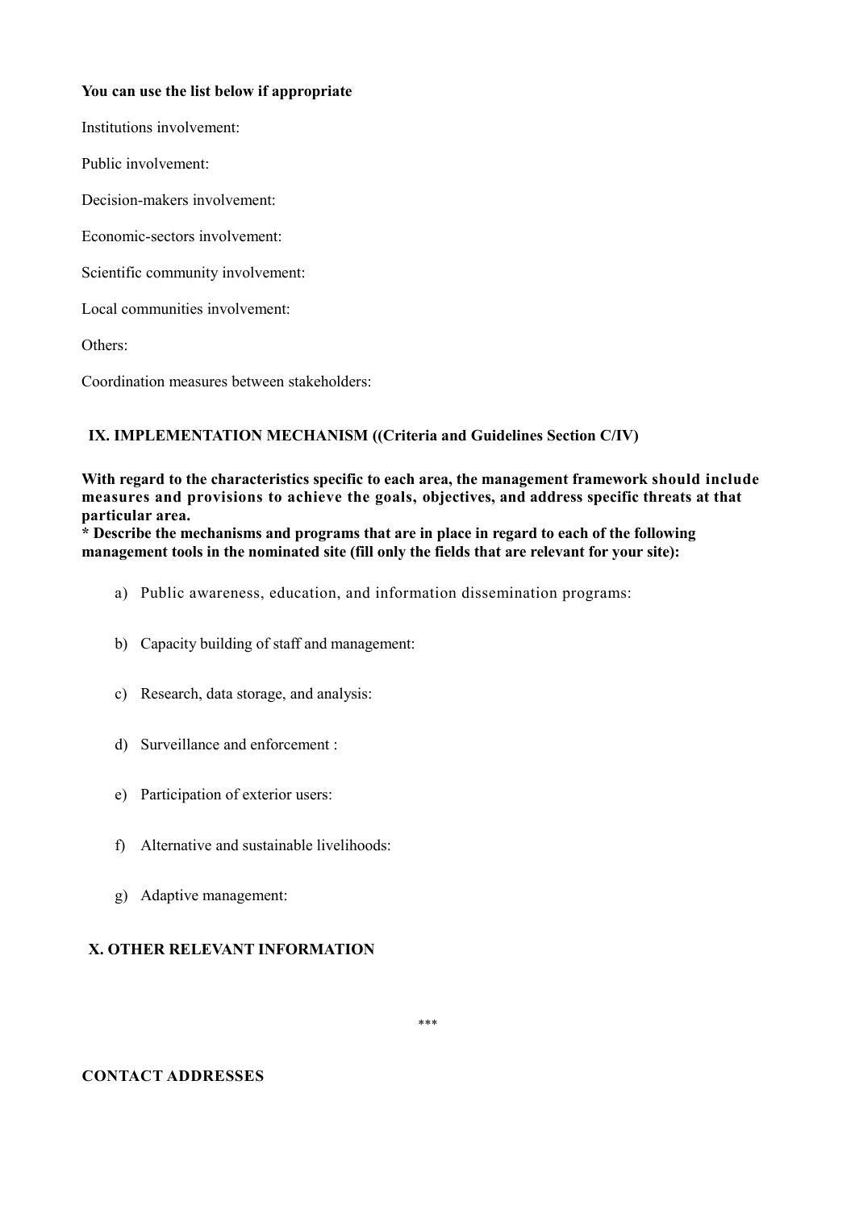**You can use the list below if appropriate**

Institutions involvement:

Public involvement:

Decision-makers involvement:

Economic-sectors involvement:

Scientific community involvement:

Local communities involvement:

Others:

Coordination measures between stakeholders:

## IX. IMPLEMENTATION MECHANISM ((Criteria and Guidelines Section C/IV)

**With regard to the characteristics specific to each area, the management framework should include measures and provisions to achieve the goals, objectives, and address specific threats at that particular area.**
**\* Describe the mechanisms and programs that are in place in regard to each of the following management tools in the nominated site (fill only the fields that are relevant for your site):**

a) Public awareness, education, and information dissemination programs:

b) Capacity building of staff and management:

c) Research, data storage, and analysis:

d) Surveillance and enforcement :

e) Participation of exterior users:

f) Alternative and sustainable livelihoods:

g) Adaptive management:

## X. OTHER RELEVANT INFORMATION

\*\*\*

**CONTACT ADDRESSES**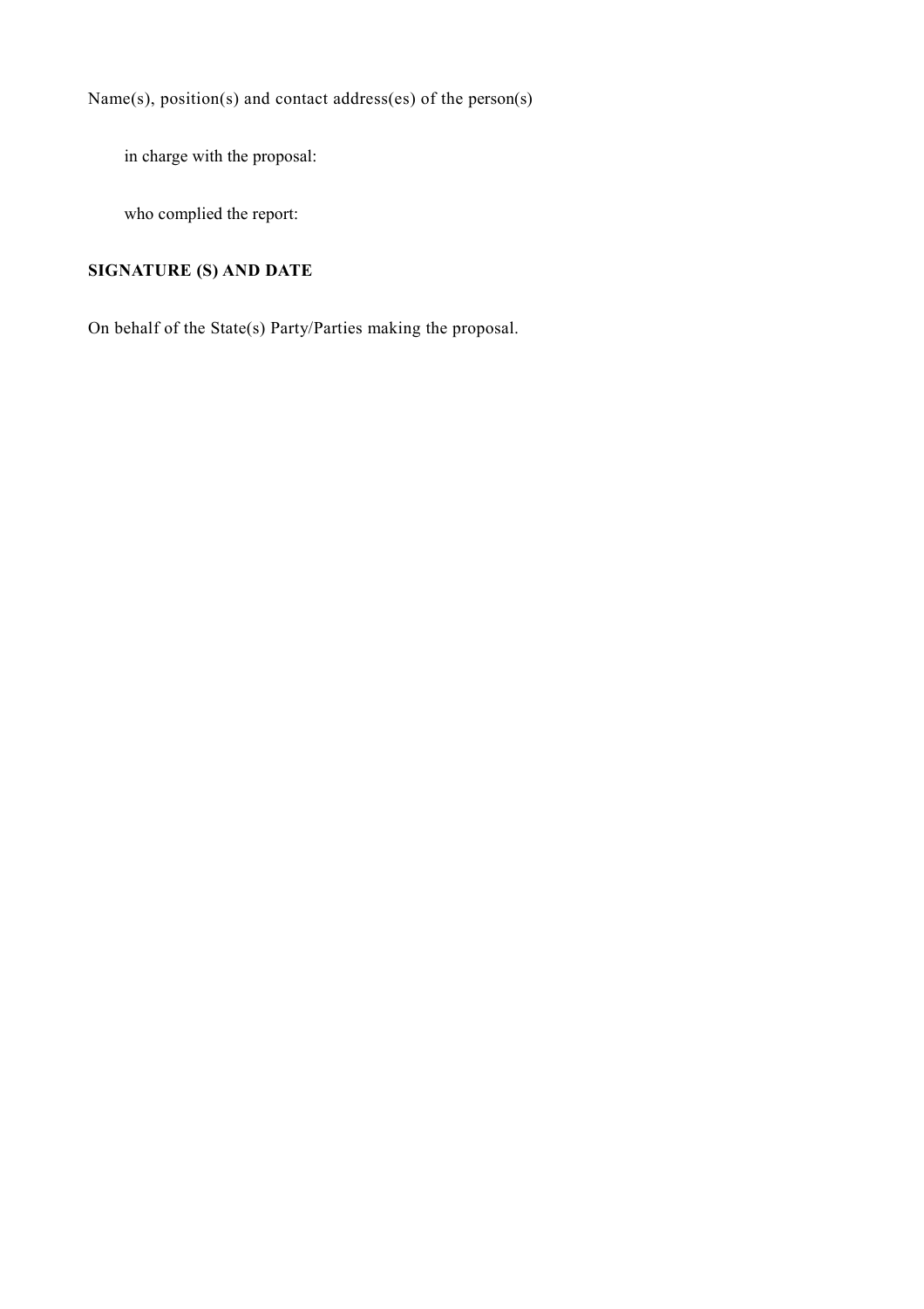Name(s), position(s) and contact address(es) of the person(s)

in charge with the proposal:

who complied the report:

**SIGNATURE (S) AND DATE**

On behalf of the State(s) Party/Parties making the proposal.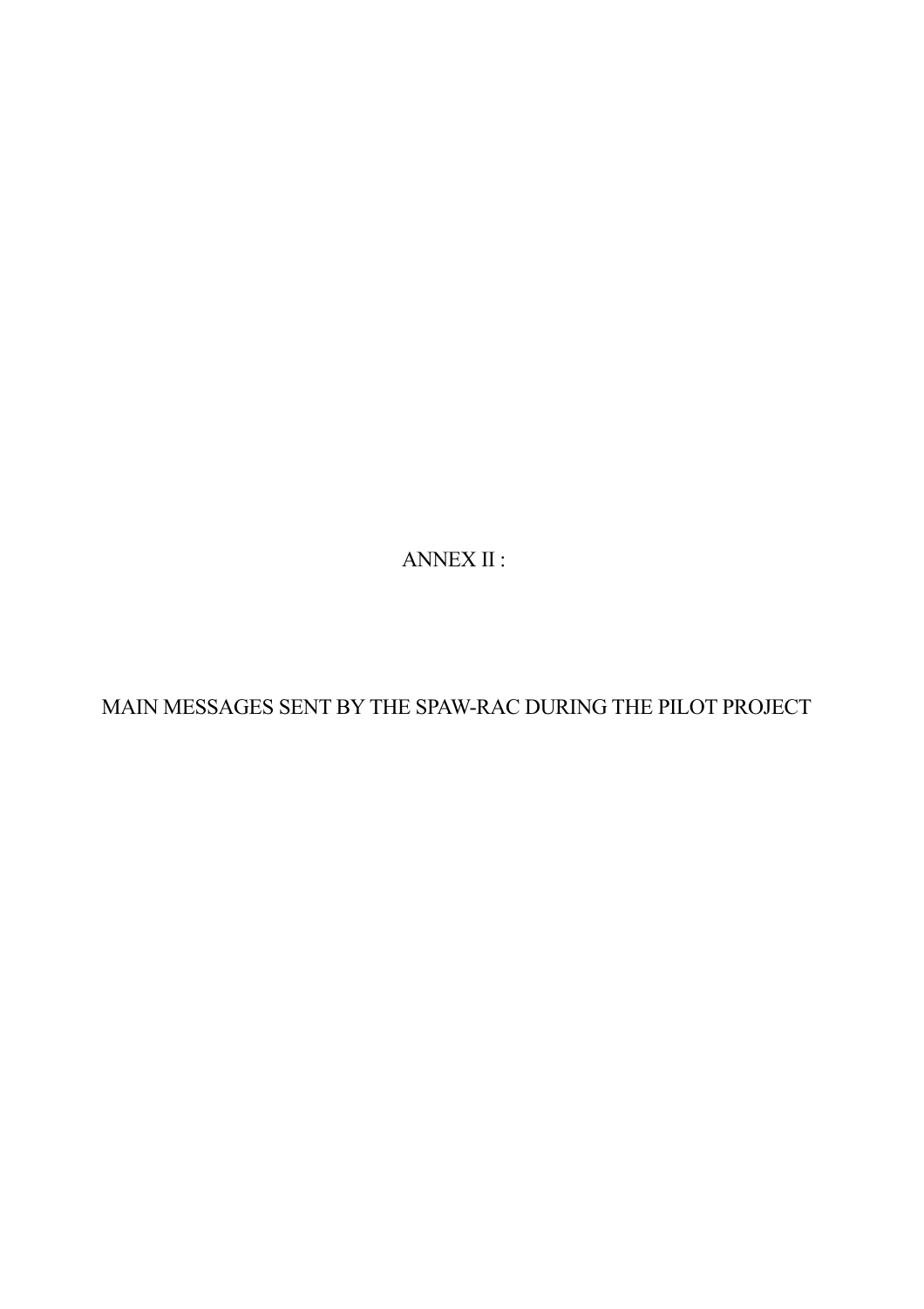# ANNEX II :

# MAIN MESSAGES SENT BY THE SPAW-RAC DURING THE PILOT PROJECT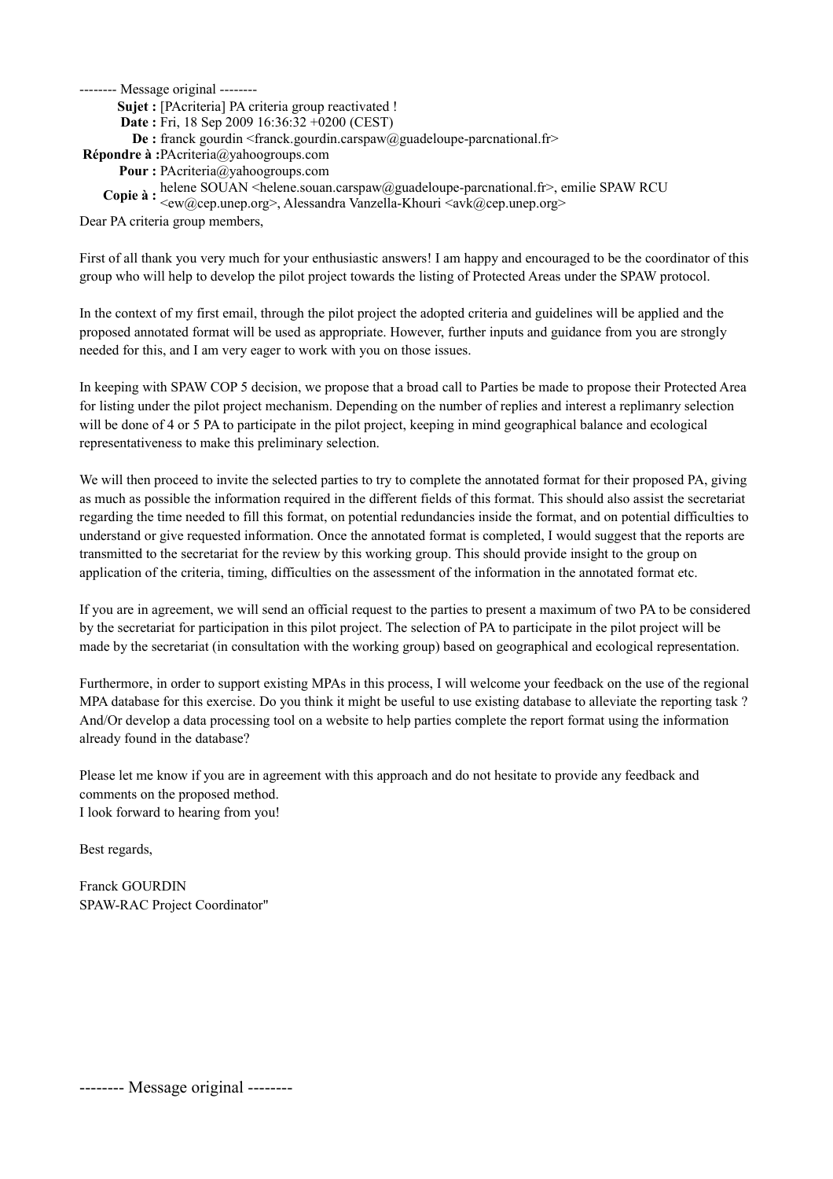-------- Message original --------

**Sujet :** [PAcriteria] PA criteria group reactivated !
**Date :** Fri, 18 Sep 2009 16:36:32 +0200 (CEST)
**De :** franck gourdin <franck.gourdin.carspaw@guadeloupe-parcnational.fr>
**Répondre à :** PAcriteria@yahoogroups.com
**Pour :** PAcriteria@yahoogroups.com
**Copie à :** helene SOUAN <helene.souan.carspaw@guadeloupe-parcnational.fr>, emilie SPAW RCU <ew@cep.unep.org>, Alessandra Vanzella-Khouri <avk@cep.unep.org>

Dear PA criteria group members,

First of all thank you very much for your enthusiastic answers! I am happy and encouraged to be the coordinator of this group who will help to develop the pilot project towards the listing of Protected Areas under the SPAW protocol.

In the context of my first email, through the pilot project the adopted criteria and guidelines will be applied and the proposed annotated format will be used as appropriate. However, further inputs and guidance from you are strongly needed for this, and I am very eager to work with you on those issues.

In keeping with SPAW COP 5 decision, we propose that a broad call to Parties be made to propose their Protected Area for listing under the pilot project mechanism. Depending on the number of replies and interest a replimanry selection will be done of 4 or 5 PA to participate in the pilot project, keeping in mind geographical balance and ecological representativeness to make this preliminary selection.

We will then proceed to invite the selected parties to try to complete the annotated format for their proposed PA, giving as much as possible the information required in the different fields of this format. This should also assist the secretariat regarding the time needed to fill this format, on potential redundancies inside the format, and on potential difficulties to understand or give requested information. Once the annotated format is completed, I would suggest that the reports are transmitted to the secretariat for the review by this working group. This should provide insight to the group on application of the criteria, timing, difficulties on the assessment of the information in the annotated format etc.

If you are in agreement, we will send an official request to the parties to present a maximum of two PA to be considered by the secretariat for participation in this pilot project. The selection of PA to participate in the pilot project will be made by the secretariat (in consultation with the working group) based on geographical and ecological representation.

Furthermore, in order to support existing MPAs in this process, I will welcome your feedback on the use of the regional MPA database for this exercise. Do you think it might be useful to use existing database to alleviate the reporting task ? And/Or develop a data processing tool on a website to help parties complete the report format using the information already found in the database?

Please let me know if you are in agreement with this approach and do not hesitate to provide any feedback and comments on the proposed method.
I look forward to hearing from you!

Best regards,

Franck GOURDIN
SPAW-RAC Project Coordinator"

-------- Message original --------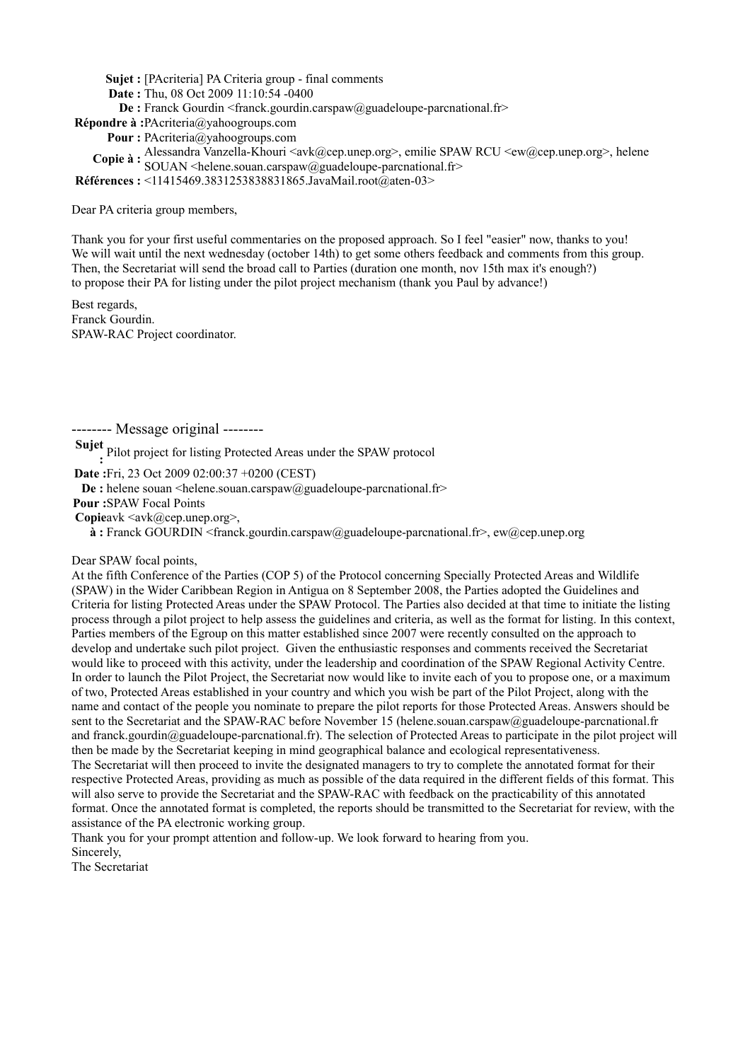**Sujet :** [PAcriteria] PA Criteria group - final comments
**Date :** Thu, 08 Oct 2009 11:10:54 -0400
**De :** Franck Gourdin <franck.gourdin.carspaw@guadeloupe-parcnational.fr>
**Répondre à :** PAcriteria@yahoogroups.com
**Pour :** PAcriteria@yahoogroups.com
**Copie à :** Alessandra Vanzella-Khouri <avk@cep.unep.org>, emilie SPAW RCU <ew@cep.unep.org>, helene SOUAN <helene.souan.carspaw@guadeloupe-parcnational.fr>
**Références :** <11415469.3831253838831865.JavaMail.root@aten-03>

Dear PA criteria group members,

Thank you for your first useful commentaries on the proposed approach. So I feel "easier" now, thanks to you!
We will wait until the next wednesday (october 14th) to get some others feedback and comments from this group.
Then, the Secretariat will send the broad call to Parties (duration one month, nov 15th max it's enough?)
to propose their PA for listing under the pilot project mechanism (thank you Paul by advance!)

Best regards,
Franck Gourdin.
SPAW-RAC Project coordinator.

-------- Message original --------

**Sujet :** Pilot project for listing Protected Areas under the SPAW protocol
**Date :** Fri, 23 Oct 2009 02:00:37 +0200 (CEST)
**De :** helene souan <helene.souan.carspaw@guadeloupe-parcnational.fr>
**Pour :** SPAW Focal Points
**Copie à :** avk <avk@cep.unep.org>, Franck GOURDIN <franck.gourdin.carspaw@guadeloupe-parcnational.fr>, ew@cep.unep.org

Dear SPAW focal points,
At the fifth Conference of the Parties (COP 5) of the Protocol concerning Specially Protected Areas and Wildlife (SPAW) in the Wider Caribbean Region in Antigua on 8 September 2008, the Parties adopted the Guidelines and Criteria for listing Protected Areas under the SPAW Protocol. The Parties also decided at that time to initiate the listing process through a pilot project to help assess the guidelines and criteria, as well as the format for listing. In this context, Parties members of the Egroup on this matter established since 2007 were recently consulted on the approach to develop and undertake such pilot project. Given the enthusiastic responses and comments received the Secretariat would like to proceed with this activity, under the leadership and coordination of the SPAW Regional Activity Centre.
In order to launch the Pilot Project, the Secretariat now would like to invite each of you to propose one, or a maximum of two, Protected Areas established in your country and which you wish be part of the Pilot Project, along with the name and contact of the people you nominate to prepare the pilot reports for those Protected Areas. Answers should be sent to the Secretariat and the SPAW-RAC before November 15 (helene.souan.carspaw@guadeloupe-parcnational.fr and franck.gourdin@guadeloupe-parcnational.fr). The selection of Protected Areas to participate in the pilot project will then be made by the Secretariat keeping in mind geographical balance and ecological representativeness.
The Secretariat will then proceed to invite the designated managers to try to complete the annotated format for their respective Protected Areas, providing as much as possible of the data required in the different fields of this format. This will also serve to provide the Secretariat and the SPAW-RAC with feedback on the practicability of this annotated format. Once the annotated format is completed, the reports should be transmitted to the Secretariat for review, with the assistance of the PA electronic working group.
Thank you for your prompt attention and follow-up. We look forward to hearing from you.
Sincerely,
The Secretariat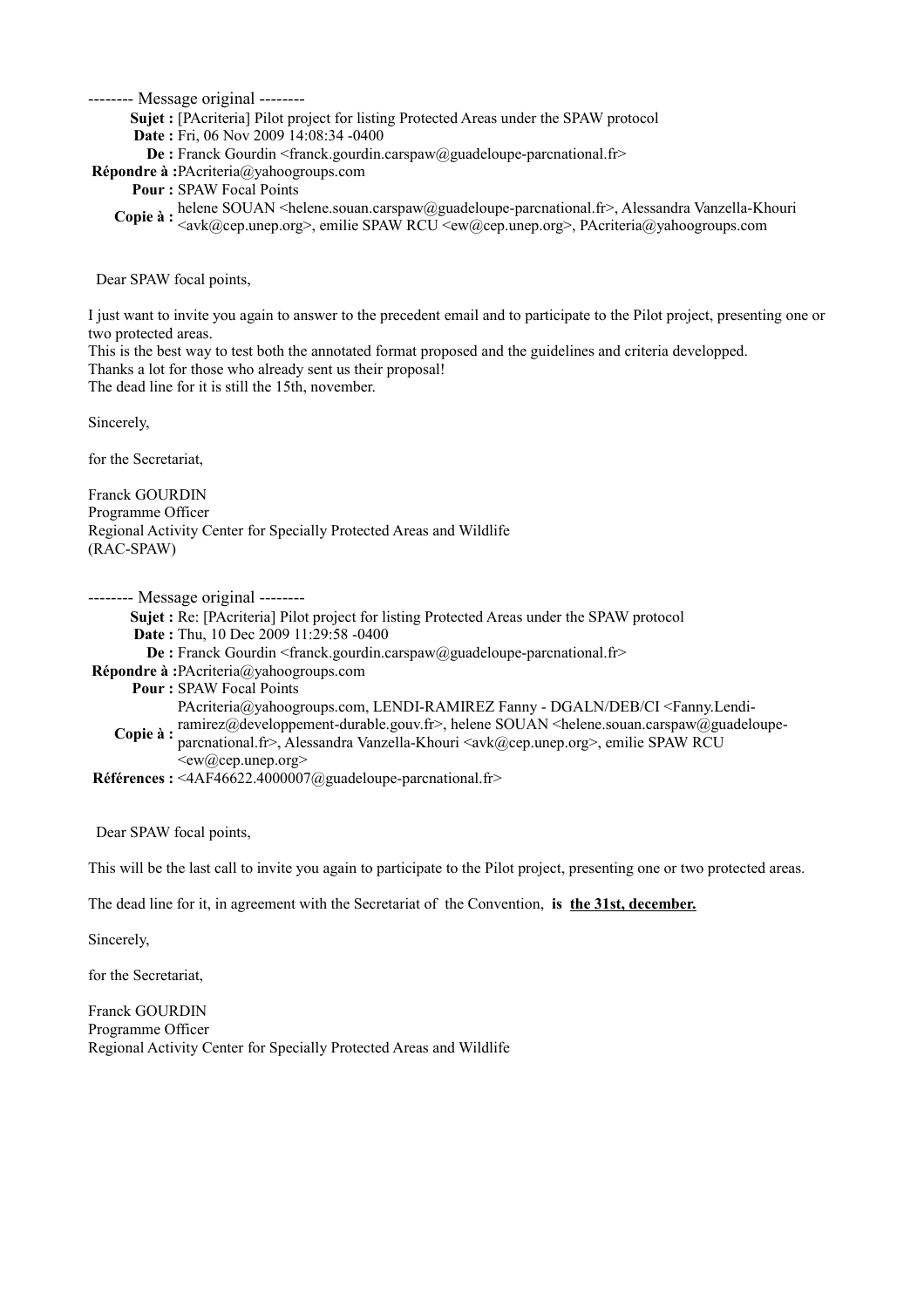-------- Message original --------

**Sujet :** [PAcriteria] Pilot project for listing Protected Areas under the SPAW protocol
**Date :** Fri, 06 Nov 2009 14:08:34 -0400
**De :** Franck Gourdin <franck.gourdin.carspaw@guadeloupe-parcnational.fr>
**Répondre à :** PAcriteria@yahoogroups.com
**Pour :** SPAW Focal Points
**Copie à :** helene SOUAN <helene.souan.carspaw@guadeloupe-parcnational.fr>, Alessandra Vanzella-Khouri <avk@cep.unep.org>, emilie SPAW RCU <ew@cep.unep.org>, PAcriteria@yahoogroups.com

Dear SPAW focal points,

I just want to invite you again to answer to the precedent email and to participate to the Pilot project, presenting one or two protected areas.
This is the best way to test both the annotated format proposed and the guidelines and criteria developped.
Thanks a lot for those who already sent us their proposal!
The dead line for it is still the 15th, november.

Sincerely,

for the Secretariat,

Franck GOURDIN
Programme Officer
Regional Activity Center for Specially Protected Areas and Wildlife
(RAC-SPAW)

-------- Message original --------

**Sujet :** Re: [PAcriteria] Pilot project for listing Protected Areas under the SPAW protocol
**Date :** Thu, 10 Dec 2009 11:29:58 -0400
**De :** Franck Gourdin <franck.gourdin.carspaw@guadeloupe-parcnational.fr>
**Répondre à :** PAcriteria@yahoogroups.com
**Pour :** SPAW Focal Points
**Copie à :** PAcriteria@yahoogroups.com, LENDI-RAMIREZ Fanny - DGALN/DEB/CI <Fanny.Lendi-ramirez@developpement-durable.gouv.fr>, helene SOUAN <helene.souan.carspaw@guadeloupe-parcnational.fr>, Alessandra Vanzella-Khouri <avk@cep.unep.org>, emilie SPAW RCU <ew@cep.unep.org>
**Références :** <4AF46622.4000007@guadeloupe-parcnational.fr>

Dear SPAW focal points,

This will be the last call to invite you again to participate to the Pilot project, presenting one or two protected areas.

The dead line for it, in agreement with the Secretariat of the Convention, **is <u>the 31st, december.</u>**

Sincerely,

for the Secretariat,

Franck GOURDIN
Programme Officer
Regional Activity Center for Specially Protected Areas and Wildlife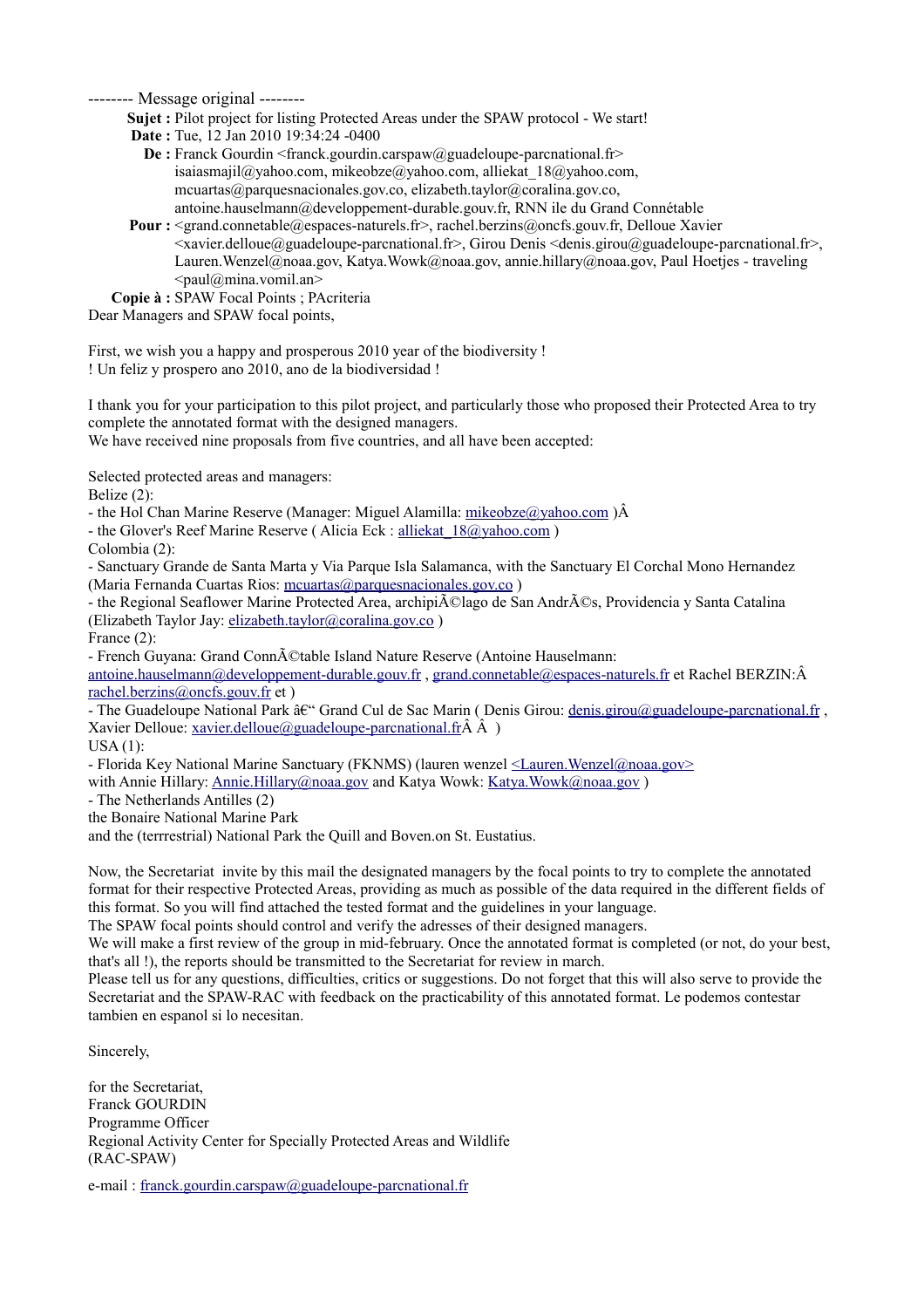-------- Message original --------

**Sujet :** Pilot project for listing Protected Areas under the SPAW protocol - We start!
**Date :** Tue, 12 Jan 2010 19:34:24 -0400
**De :** Franck Gourdin <franck.gourdin.carspaw@guadeloupe-parcnational.fr>
isaiasmajil@yahoo.com, mikeobze@yahoo.com, alliekat_18@yahoo.com, mcuartas@parquesnacionales.gov.co, elizabeth.taylor@coralina.gov.co, antoine.hauselmann@developpement-durable.gouv.fr, RNN ile du Grand Connétable
**Pour :** <grand.connetable@espaces-naturels.fr>, rachel.berzins@oncfs.gouv.fr, Delloue Xavier <xavier.delloue@guadeloupe-parcnational.fr>, Girou Denis <denis.girou@guadeloupe-parcnational.fr>, Lauren.Wenzel@noaa.gov, Katya.Wowk@noaa.gov, annie.hillary@noaa.gov, Paul Hoetjes - traveling <paul@mina.vomil.an>
**Copie à :** SPAW Focal Points ; PAcriteria

Dear Managers and SPAW focal points,

First, we wish you a happy and prosperous 2010 year of the biodiversity !
! Un feliz y prospero ano 2010, ano de la biodiversidad !

I thank you for your participation to this pilot project, and particularly those who proposed their Protected Area to try complete the annotated format with the designed managers.
We have received nine proposals from five countries, and all have been accepted:

Selected protected areas and managers:
Belize (2):
- the Hol Chan Marine Reserve (Manager: Miguel Alamilla: mikeobze@yahoo.com )Â
- the Glover's Reef Marine Reserve ( Alicia Eck : alliekat_18@yahoo.com )
Colombia (2):
- Sanctuary Grande de Santa Marta y Via Parque Isla Salamanca, with the Sanctuary El Corchal Mono Hernandez (Maria Fernanda Cuartas Rios: mcuartas@parquesnacionales.gov.co )
- the Regional Seaflower Marine Protected Area, archipiÃ©lago de San AndrÃ©s, Providencia y Santa Catalina (Elizabeth Taylor Jay: elizabeth.taylor@coralina.gov.co )
France (2):
- French Guyana: Grand ConnÃ©table Island Nature Reserve (Antoine Hauselmann: antoine.hauselmann@developpement-durable.gouv.fr , grand.connetable@espaces-naturels.fr et Rachel BERZIN:Â rachel.berzins@oncfs.gouv.fr et )
- The Guadeloupe National Park â€“ Grand Cul de Sac Marin ( Denis Girou: denis.girou@guadeloupe-parcnational.fr , Xavier Delloue: xavier.delloue@guadeloupe-parcnational.frÂ Â )
USA (1):
- Florida Key National Marine Sanctuary (FKNMS) (lauren wenzel <Lauren.Wenzel@noaa.gov> with Annie Hillary: Annie.Hillary@noaa.gov and Katya Wowk: Katya.Wowk@noaa.gov )
- The Netherlands Antilles (2)
the Bonaire National Marine Park
and the (terrrestrial) National Park the Quill and Boven.on St. Eustatius.

Now, the Secretariat invite by this mail the designated managers by the focal points to try to complete the annotated format for their respective Protected Areas, providing as much as possible of the data required in the different fields of this format. So you will find attached the tested format and the guidelines in your language.
The SPAW focal points should control and verify the adresses of their designed managers.
We will make a first review of the group in mid-february. Once the annotated format is completed (or not, do your best, that's all !), the reports should be transmitted to the Secretariat for review in march.
Please tell us for any questions, difficulties, critics or suggestions. Do not forget that this will also serve to provide the Secretariat and the SPAW-RAC with feedback on the practicability of this annotated format. Le podemos contestar tambien en espanol si lo necesitan.

Sincerely,

for the Secretariat,
Franck GOURDIN
Programme Officer
Regional Activity Center for Specially Protected Areas and Wildlife
(RAC-SPAW)

e-mail : franck.gourdin.carspaw@guadeloupe-parcnational.fr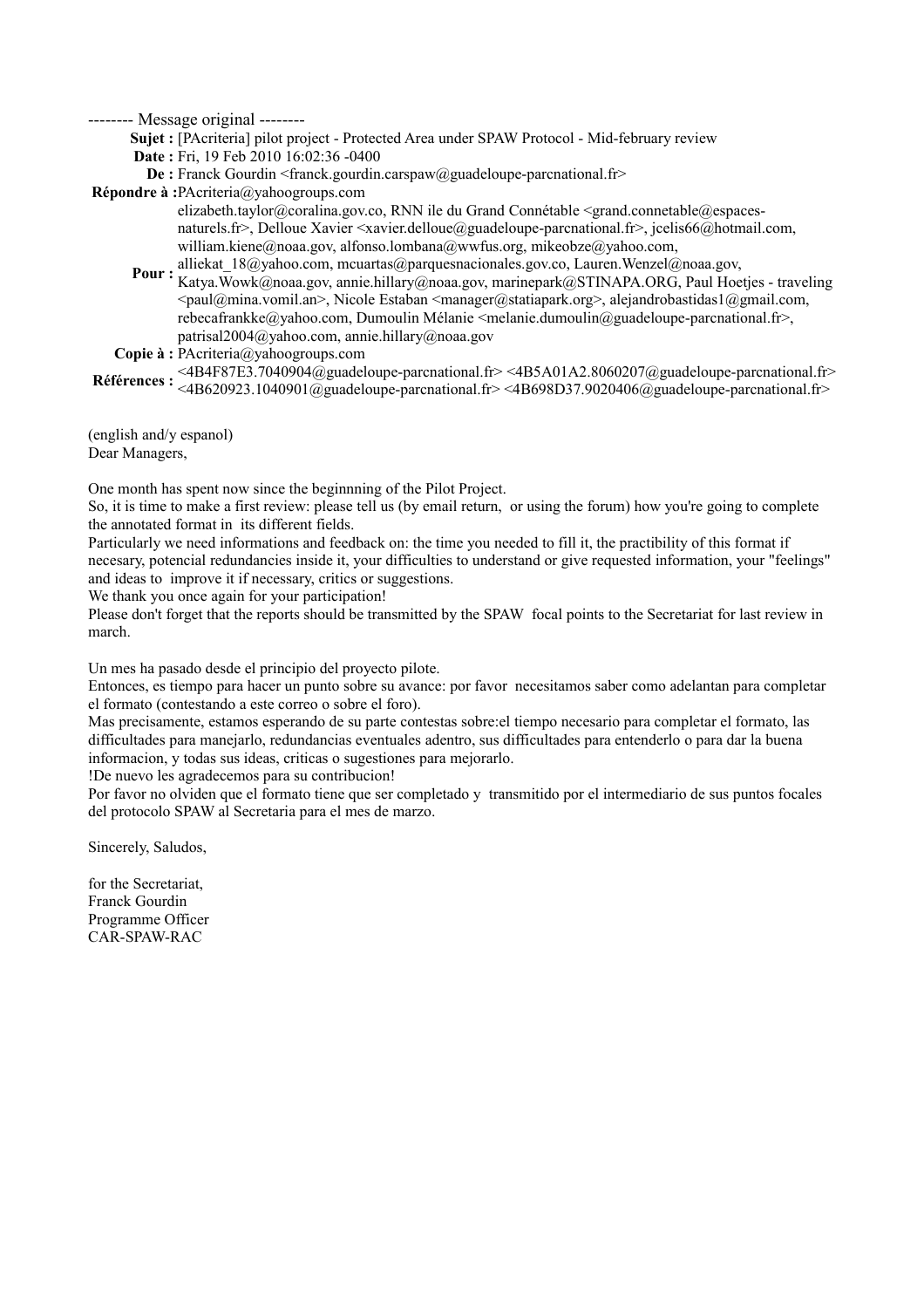-------- Message original --------

**Sujet :** [PAcriteria] pilot project - Protected Area under SPAW Protocol - Mid-february review
**Date :** Fri, 19 Feb 2010 16:02:36 -0400
**De :** Franck Gourdin <franck.gourdin.carspaw@guadeloupe-parcnational.fr>
**Répondre à :** PAcriteria@yahoogroups.com
**Pour :** elizabeth.taylor@coralina.gov.co, RNN ile du Grand Connétable <grand.connetable@espaces-naturels.fr>, Delloue Xavier <xavier.delloue@guadeloupe-parcnational.fr>, jcelis66@hotmail.com, william.kiene@noaa.gov, alfonso.lombana@wwfus.org, mikeobze@yahoo.com, alliekat_18@yahoo.com, mcuartas@parquesnacionales.gov.co, Lauren.Wenzel@noaa.gov, Katya.Wowk@noaa.gov, annie.hillary@noaa.gov, marinepark@STINAPA.ORG, Paul Hoetjes - traveling <paul@mina.vomil.an>, Nicole Estaban <manager@statiapark.org>, alejandrobastidas1@gmail.com, rebecafrankke@yahoo.com, Dumoulin Mélanie <melanie.dumoulin@guadeloupe-parcnational.fr>, patrisal2004@yahoo.com, annie.hillary@noaa.gov
**Copie à :** PAcriteria@yahoogroups.com
**Références :** <4B4F87E3.7040904@guadeloupe-parcnational.fr> <4B5A01A2.8060207@guadeloupe-parcnational.fr> <4B620923.1040901@guadeloupe-parcnational.fr> <4B698D37.9020406@guadeloupe-parcnational.fr>

(english and/y espanol)
Dear Managers,

One month has spent now since the beginnning of the Pilot Project.
So, it is time to make a first review: please tell us (by email return, or using the forum) how you're going to complete the annotated format in its different fields.
Particularly we need informations and feedback on: the time you needed to fill it, the practibility of this format if necesary, potencial redundancies inside it, your difficulties to understand or give requested information, your "feelings" and ideas to improve it if necessary, critics or suggestions.
We thank you once again for your participation!
Please don't forget that the reports should be transmitted by the SPAW focal points to the Secretariat for last review in march.

Un mes ha pasado desde el principio del proyecto pilote.
Entonces, es tiempo para hacer un punto sobre su avance: por favor necesitamos saber como adelantan para completar el formato (contestando a este correo o sobre el foro).
Mas precisamente, estamos esperando de su parte contestas sobre:el tiempo necesario para completar el formato, las difficultades para manejarlo, redundancias eventuales adentro, sus difficultades para entenderlo o para dar la buena informacion, y todas sus ideas, criticas o sugestiones para mejorarlo.
!De nuevo les agradecemos para su contribucion!
Por favor no olviden que el formato tiene que ser completado y transmitido por el intermediario de sus puntos focales del protocolo SPAW al Secretaria para el mes de marzo.

Sincerely, Saludos,

for the Secretariat,
Franck Gourdin
Programme Officer
CAR-SPAW-RAC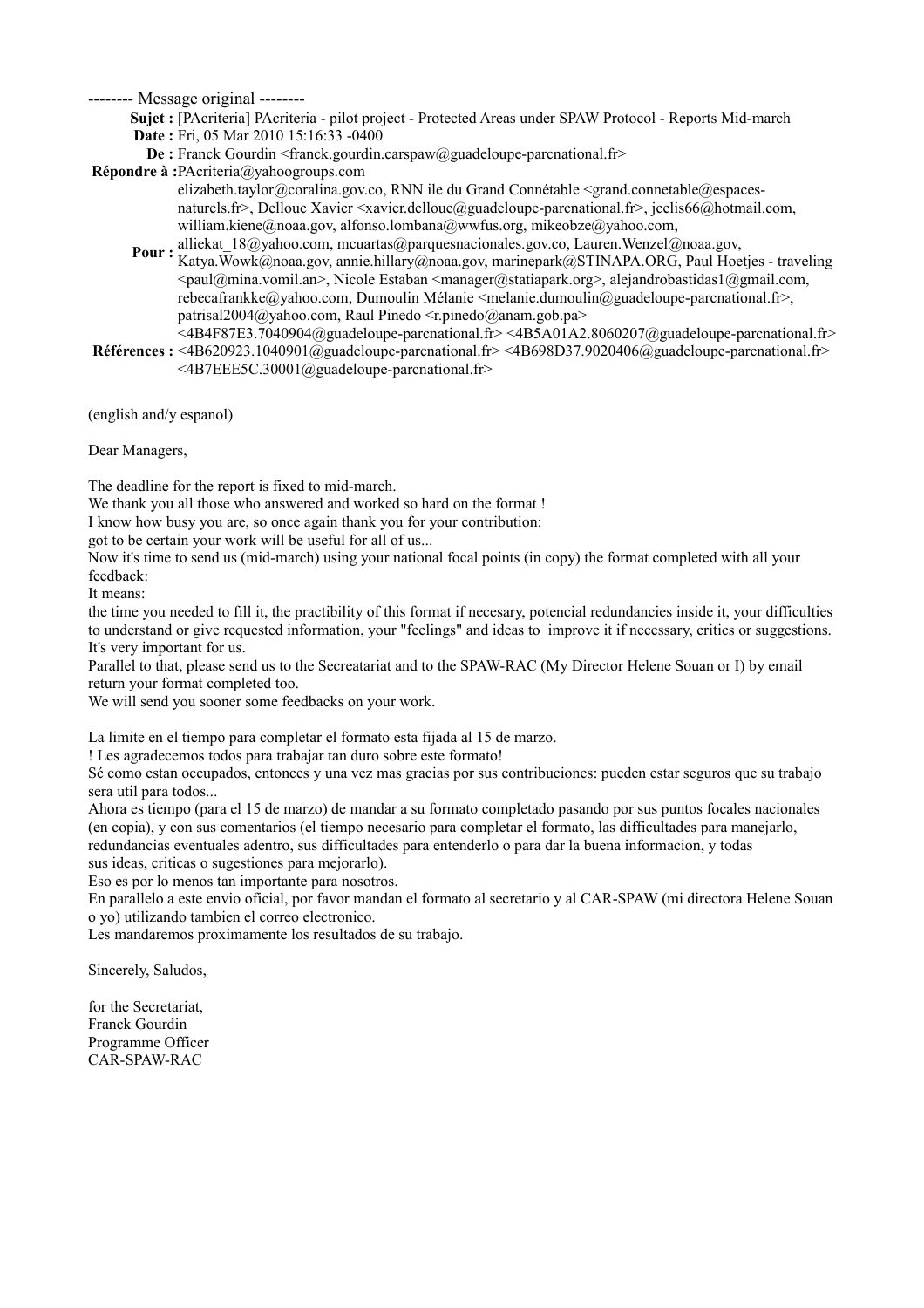-------- Message original --------

**Sujet :** [PAcriteria] PAcriteria - pilot project - Protected Areas under SPAW Protocol - Reports Mid-march
**Date :** Fri, 05 Mar 2010 15:16:33 -0400
**De :** Franck Gourdin <franck.gourdin.carspaw@guadeloupe-parcnational.fr>
**Répondre à :** PAcriteria@yahoogroups.com
**Pour :** elizabeth.taylor@coralina.gov.co, RNN ile du Grand Connétable <grand.connetable@espaces-naturels.fr>, Delloue Xavier <xavier.delloue@guadeloupe-parcnational.fr>, jcelis66@hotmail.com, william.kiene@noaa.gov, alfonso.lombana@wwfus.org, mikeobze@yahoo.com, alliekat_18@yahoo.com, mcuartas@parquesnacionales.gov.co, Lauren.Wenzel@noaa.gov, Katya.Wowk@noaa.gov, annie.hillary@noaa.gov, marinepark@STINAPA.ORG, Paul Hoetjes - traveling <paul@mina.vomil.an>, Nicole Estaban <manager@statiapark.org>, alejandrobastidas1@gmail.com, rebecafrankke@yahoo.com, Dumoulin Mélanie <melanie.dumoulin@guadeloupe-parcnational.fr>, patrisal2004@yahoo.com, Raul Pinedo <r.pinedo@anam.gob.pa>
**Références :** <4B4F87E3.7040904@guadeloupe-parcnational.fr> <4B5A01A2.8060207@guadeloupe-parcnational.fr> <4B620923.1040901@guadeloupe-parcnational.fr> <4B698D37.9020406@guadeloupe-parcnational.fr> <4B7EEE5C.30001@guadeloupe-parcnational.fr>

(english and/y espanol)

Dear Managers,

The deadline for the report is fixed to mid-march.
We thank you all those who answered and worked so hard on the format !
I know how busy you are, so once again thank you for your contribution:
got to be certain your work will be useful for all of us...
Now it's time to send us (mid-march) using your national focal points (in copy) the format completed with all your feedback:
It means:
the time you needed to fill it, the practibility of this format if necesary, potencial redundancies inside it, your difficulties to understand or give requested information, your "feelings" and ideas to improve it if necessary, critics or suggestions.
It's very important for us.
Parallel to that, please send us to the Secreatariat and to the SPAW-RAC (My Director Helene Souan or I) by email return your format completed too.
We will send you sooner some feedbacks on your work.

La limite en el tiempo para completar el formato esta fijada al 15 de marzo.
! Les agradecemos todos para trabajar tan duro sobre este formato!
Sé como estan occupados, entonces y una vez mas gracias por sus contribuciones: pueden estar seguros que su trabajo sera util para todos...
Ahora es tiempo (para el 15 de marzo) de mandar a su formato completado pasando por sus puntos focales nacionales (en copia), y con sus comentarios (el tiempo necesario para completar el formato, las difficultades para manejarlo, redundancias eventuales adentro, sus difficultades para entenderlo o para dar la buena informacion, y todas sus ideas, criticas o sugestiones para mejorarlo).
Eso es por lo menos tan importante para nosotros.
En parallelo a este envio oficial, por favor mandan el formato al secretario y al CAR-SPAW (mi directora Helene Souan o yo) utilizando tambien el correo electronico.
Les mandaremos proximamente los resultados de su trabajo.

Sincerely, Saludos,

for the Secretariat,
Franck Gourdin
Programme Officer
CAR-SPAW-RAC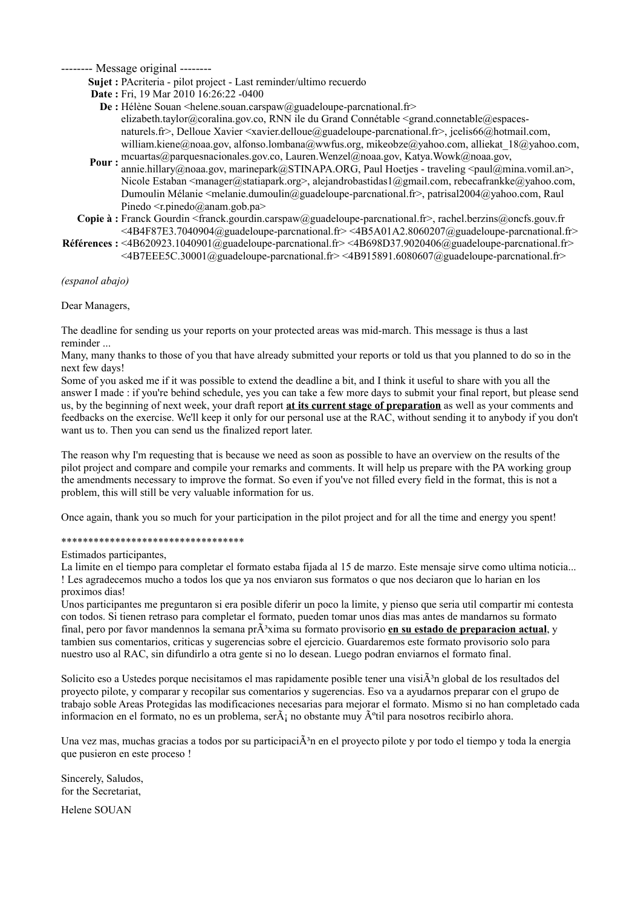-------- Message original --------

**Sujet :** PAcriteria - pilot project - Last reminder/ultimo recuerdo
**Date :** Fri, 19 Mar 2010 16:26:22 -0400
**De :** Hélène Souan <helene.souan.carspaw@guadeloupe-parcnational.fr>
**Pour :** elizabeth.taylor@coralina.gov.co, RNN ile du Grand Connétable <grand.connetable@espaces-naturels.fr>, Delloue Xavier <xavier.delloue@guadeloupe-parcnational.fr>, jcelis66@hotmail.com, william.kiene@noaa.gov, alfonso.lombana@wwfus.org, mikeobze@yahoo.com, alliekat_18@yahoo.com, mcuartas@parquesnacionales.gov.co, Lauren.Wenzel@noaa.gov, Katya.Wowk@noaa.gov, annie.hillary@noaa.gov, marinepark@STINAPA.ORG, Paul Hoetjes - traveling <paul@mina.vomil.an>, Nicole Estaban <manager@statiapark.org>, alejandrobastidas1@gmail.com, rebecafrankke@yahoo.com, Dumoulin Mélanie <melanie.dumoulin@guadeloupe-parcnational.fr>, patrisal2004@yahoo.com, Raul Pinedo <r.pinedo@anam.gob.pa>
**Copie à :** Franck Gourdin <franck.gourdin.carspaw@guadeloupe-parcnational.fr>, rachel.berzins@oncfs.gouv.fr
**Références :** <4B4F87E3.7040904@guadeloupe-parcnational.fr> <4B5A01A2.8060207@guadeloupe-parcnational.fr> <4B620923.1040901@guadeloupe-parcnational.fr> <4B698D37.9020406@guadeloupe-parcnational.fr> <4B7EEE5C.30001@guadeloupe-parcnational.fr> <4B915891.6080607@guadeloupe-parcnational.fr>

*(espanol abajo)*

Dear Managers,

The deadline for sending us your reports on your protected areas was mid-march. This message is thus a last reminder ...
Many, many thanks to those of you that have already submitted your reports or told us that you planned to do so in the next few days!
Some of you asked me if it was possible to extend the deadline a bit, and I think it useful to share with you all the answer I made : if you're behind schedule, yes you can take a few more days to submit your final report, but please send us, by the beginning of next week, your draft report **at its current stage of preparation** as well as your comments and feedbacks on the exercise. We'll keep it only for our personal use at the RAC, without sending it to anybody if you don't want us to. Then you can send us the finalized report later.

The reason why I'm requesting that is because we need as soon as possible to have an overview on the results of the pilot project and compare and compile your remarks and comments. It will help us prepare with the PA working group the amendments necessary to improve the format. So even if you've not filled every field in the format, this is not a problem, this will still be very valuable information for us.

Once again, thank you so much for your participation in the pilot project and for all the time and energy you spent!

**********************************

Estimados participantes,
La limite en el tiempo para completar el formato estaba fijada al 15 de marzo. Este mensaje sirve como ultima noticia... ! Les agradecemos mucho a todos los que ya nos enviaron sus formatos o que nos deciaron que lo harian en los proximos dias!
Unos participantes me preguntaron si era posible diferir un poco la limite, y pienso que seria util compartir mi contesta con todos. Si tienen retraso para completar el formato, pueden tomar unos dias mas antes de mandarnos su formato final, pero por favor mandennos la semana prÃ³xima su formato provisorio **en su estado de preparacion actual**, y tambien sus comentarios, criticas y sugerencias sobre el ejercicio. Guardaremos este formato provisorio solo para nuestro uso al RAC, sin difundirlo a otra gente si no lo desean. Luego podran enviarnos el formato final.

Solicito eso a Ustedes porque necisitamos el mas rapidamente posible tener una visiÃ³n global de los resultados del proyecto pilote, y comparar y recopilar sus comentarios y sugerencias. Eso va a ayudarnos preparar con el grupo de trabajo soble Areas Protegidas las modificaciones necesarias para mejorar el formato. Mismo si no han completado cada informacion en el formato, no es un problema, serÃ¡ no obstante muy Ãºtil para nosotros recibirlo ahora.

Una vez mas, muchas gracias a todos por su participaciÃ³n en el proyecto pilote y por todo el tiempo y toda la energia que pusieron en este proceso !

Sincerely, Saludos,
for the Secretariat,

Helene SOUAN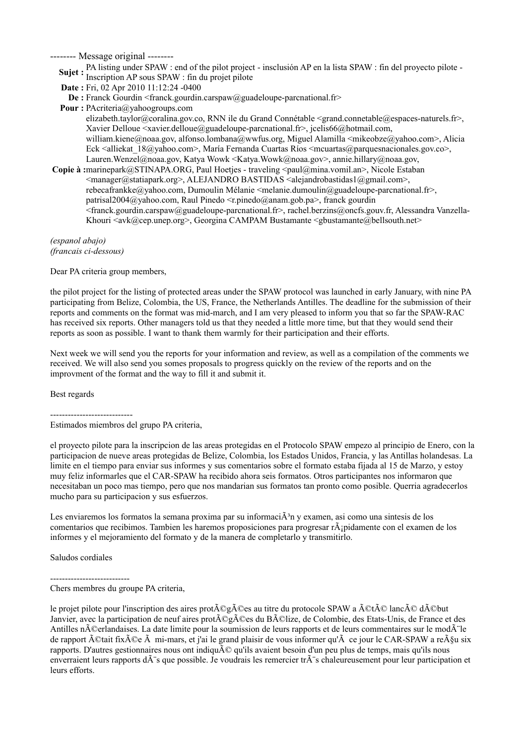-------- Message original --------

**Sujet :** PA listing under SPAW : end of the pilot project - insclusión AP en la lista SPAW : fin del proyecto pilote - Inscription AP sous SPAW : fin du projet pilote

**Date :** Fri, 02 Apr 2010 11:12:24 -0400

**De :** Franck Gourdin <franck.gourdin.carspaw@guadeloupe-parcnational.fr>

**Pour :** PAcriteria@yahoogroups.com

**Copie à :** elizabeth.taylor@coralina.gov.co, RNN ile du Grand Connétable <grand.connetable@espaces-naturels.fr>, Xavier Delloue <xavier.delloue@guadeloupe-parcnational.fr>, jcelis66@hotmail.com, william.kiene@noaa.gov, alfonso.lombana@wwfus.org, Miguel Alamilla <mikeobze@yahoo.com>, Alicia Eck <alliekat_18@yahoo.com>, María Fernanda Cuartas Ríos <mcuartas@parquesnacionales.gov.co>, Lauren.Wenzel@noaa.gov, Katya Wowk <Katya.Wowk@noaa.gov>, annie.hillary@noaa.gov, marinepark@STINAPA.ORG, Paul Hoetjes - traveling <paul@mina.vomil.an>, Nicole Estaban <manager@statiapark.org>, ALEJANDRO BASTIDAS <alejandrobastidas1@gmail.com>, rebecafrankke@yahoo.com, Dumoulin Mélanie <melanie.dumoulin@guadeloupe-parcnational.fr>, patrisal2004@yahoo.com, Raul Pinedo <r.pinedo@anam.gob.pa>, franck gourdin <franck.gourdin.carspaw@guadeloupe-parcnational.fr>, rachel.berzins@oncfs.gouv.fr, Alessandra Vanzella-Khouri <avk@cep.unep.org>, Georgina CAMPAM Bustamante <gbustamante@bellsouth.net>

*(espanol abajo)*
*(francais ci-dessous)*

Dear PA criteria group members,

the pilot project for the listing of protected areas under the SPAW protocol was launched in early January, with nine PA participating from Belize, Colombia, the US, France, the Netherlands Antilles. The deadline for the submission of their reports and comments on the format was mid-march, and I am very pleased to inform you that so far the SPAW-RAC has received six reports. Other managers told us that they needed a little more time, but that they would send their reports as soon as possible. I want to thank them warmly for their participation and their efforts.

Next week we will send you the reports for your information and review, as well as a compilation of the comments we received. We will also send you somes proposals to progress quickly on the review of the reports and on the improvment of the format and the way to fill it and submit it.

Best regards

---------------------------

Estimados miembros del grupo PA criteria,

el proyecto pilote para la inscripcion de las areas protegidas en el Protocolo SPAW empezo al principio de Enero, con la participacion de nueve areas protegidas de Belize, Colombia, los Estados Unidos, Francia, y las Antillas holandesas. La limite en el tiempo para enviar sus informes y sus comentarios sobre el formato estaba fijada al 15 de Marzo, y estoy muy feliz informarles que el CAR-SPAW ha recibido ahora seis formatos. Otros participantes nos informaron que necesitaban un poco mas tiempo, pero que nos mandarian sus formatos tan pronto como posible. Querria agradecerlos mucho para su participacion y sus esfuerzos.

Les enviaremos los formatos la semana proxima par su informaciÃ³n y examen, asi como una sintesis de los comentarios que recibimos. Tambien les haremos proposiciones para progresar rÃ¡pidamente con el examen de los informes y el mejoramiento del formato y de la manera de completarlo y transmitirlo.

Saludos cordiales

---------------------------

Chers membres du groupe PA criteria,

le projet pilote pour l'inscription des aires protÃ©gÃ©es au titre du protocole SPAW a Ã©tÃ© lancÃ© dÃ©but Janvier, avec la participation de neuf aires protÃ©gÃ©es du BÃ©lize, de Colombie, des Etats-Unis, de France et des Antilles nÃ©erlandaises. La date limite pour la soumission de leurs rapports et de leurs commentaires sur le modÃ¨le de rapport Ã©tait fixÃ©e Ã  mi-mars, et j'ai le grand plaisir de vous informer qu'Ã  ce jour le CAR-SPAW a reÃ§u six rapports. D'autres gestionnaires nous ont indiquÃ© qu'ils avaient besoin d'un peu plus de temps, mais qu'ils nous enverraient leurs rapports dÃ¨s que possible. Je voudrais les remercier trÃ¨s chaleureusement pour leur participation et leurs efforts.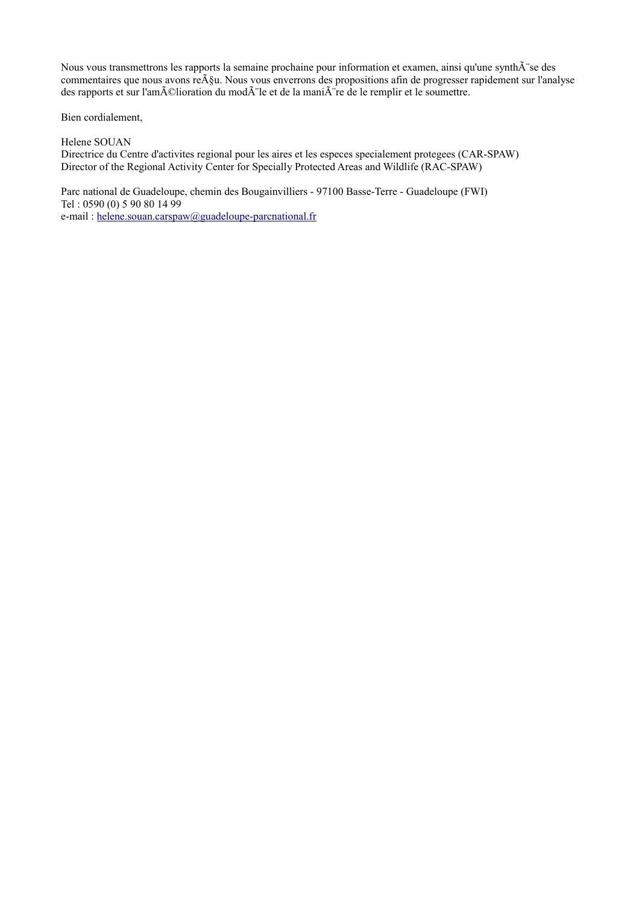Nous vous transmettrons les rapports la semaine prochaine pour information et examen, ainsi qu'une synthÃ¨se des commentaires que nous avons reÃ§u. Nous vous enverrons des propositions afin de progresser rapidement sur l'analyse des rapports et sur l'amÃ©lioration du modÃ¨le et de la maniÃ¨re de le remplir et le soumettre.

Bien cordialement,

Helene SOUAN
Directrice du Centre d'activites regional pour les aires et les especes specialement protegees (CAR-SPAW)
Director of the Regional Activity Center for Specially Protected Areas and Wildlife (RAC-SPAW)

Parc national de Guadeloupe, chemin des Bougainvilliers - 97100 Basse-Terre - Guadeloupe (FWI)
Tel : 0590 (0) 5 90 80 14 99
e-mail : helene.souan.carspaw@guadeloupe-parcnational.fr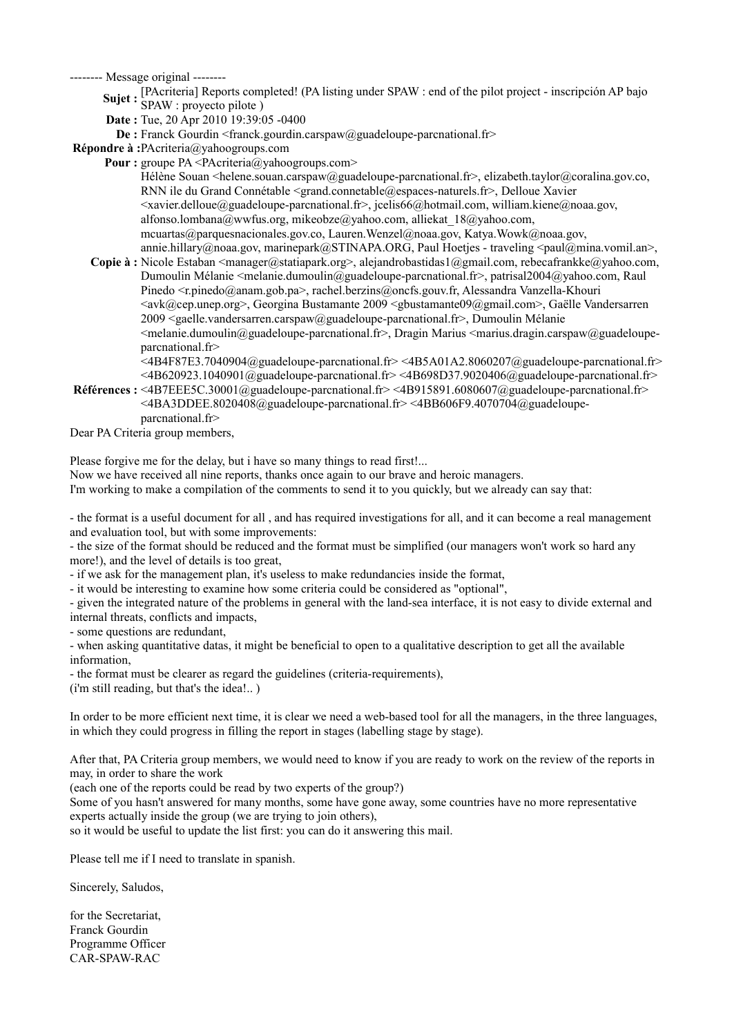-------- Message original --------

**Sujet :** [PAcriteria] Reports completed! (PA listing under SPAW : end of the pilot project - inscripción AP bajo SPAW : proyecto pilote )

**Date :** Tue, 20 Apr 2010 19:39:05 -0400

**De :** Franck Gourdin <franck.gourdin.carspaw@guadeloupe-parcnational.fr>

**Répondre à :** PAcriteria@yahoogroups.com

**Pour :** groupe PA <PAcriteria@yahoogroups.com>
Hélène Souan <helene.souan.carspaw@guadeloupe-parcnational.fr>, elizabeth.taylor@coralina.gov.co, RNN ile du Grand Connétable <grand.connetable@espaces-naturels.fr>, Delloue Xavier <xavier.delloue@guadeloupe-parcnational.fr>, jcelis66@hotmail.com, william.kiene@noaa.gov, alfonso.lombana@wwfus.org, mikeobze@yahoo.com, alliekat_18@yahoo.com, mcuartas@parquesnacionales.gov.co, Lauren.Wenzel@noaa.gov, Katya.Wowk@noaa.gov, annie.hillary@noaa.gov, marinepark@STINAPA.ORG, Paul Hoetjes - traveling <paul@mina.vomil.an>,

**Copie à :** Nicole Estaban <manager@statiapark.org>, alejandrobastidas1@gmail.com, rebecafrankke@yahoo.com, Dumoulin Mélanie <melanie.dumoulin@guadeloupe-parcnational.fr>, patrisal2004@yahoo.com, Raul Pinedo <r.pinedo@anam.gob.pa>, rachel.berzins@oncfs.gouv.fr, Alessandra Vanzella-Khouri <avk@cep.unep.org>, Georgina Bustamante 2009 <gbustamante09@gmail.com>, Gaëlle Vandersarren 2009 <gaelle.vandersarren.carspaw@guadeloupe-parcnational.fr>, Dumoulin Mélanie <melanie.dumoulin@guadeloupe-parcnational.fr>, Dragin Marius <marius.dragin.carspaw@guadeloupe-parcnational.fr>

**Références :** <4B4F87E3.7040904@guadeloupe-parcnational.fr> <4B5A01A2.8060207@guadeloupe-parcnational.fr> <4B620923.1040901@guadeloupe-parcnational.fr> <4B698D37.9020406@guadeloupe-parcnational.fr> <4B7EEE5C.30001@guadeloupe-parcnational.fr> <4B915891.6080607@guadeloupe-parcnational.fr> <4BA3DDEE.8020408@guadeloupe-parcnational.fr> <4BB606F9.4070704@guadeloupe-parcnational.fr>

Dear PA Criteria group members,

Please forgive me for the delay, but i have so many things to read first!...
Now we have received all nine reports, thanks once again to our brave and heroic managers.
I'm working to make a compilation of the comments to send it to you quickly, but we already can say that:

- the format is a useful document for all , and has required investigations for all, and it can become a real management and evaluation tool, but with some improvements:
- the size of the format should be reduced and the format must be simplified (our managers won't work so hard any more!), and the level of details is too great,
- if we ask for the management plan, it's useless to make redundancies inside the format,
- it would be interesting to examine how some criteria could be considered as "optional",
- given the integrated nature of the problems in general with the land-sea interface, it is not easy to divide external and internal threats, conflicts and impacts,
- some questions are redundant,
- when asking quantitative datas, it might be beneficial to open to a qualitative description to get all the available information,
- the format must be clearer as regard the guidelines (criteria-requirements),
(i'm still reading, but that's the idea!.. )

In order to be more efficient next time, it is clear we need a web-based tool for all the managers, in the three languages, in which they could progress in filling the report in stages (labelling stage by stage).

After that, PA Criteria group members, we would need to know if you are ready to work on the review of the reports in may, in order to share the work
(each one of the reports could be read by two experts of the group?)
Some of you hasn't answered for many months, some have gone away, some countries have no more representative experts actually inside the group (we are trying to join others),
so it would be useful to update the list first: you can do it answering this mail.

Please tell me if I need to translate in spanish.

Sincerely, Saludos,

for the Secretariat,
Franck Gourdin
Programme Officer
CAR-SPAW-RAC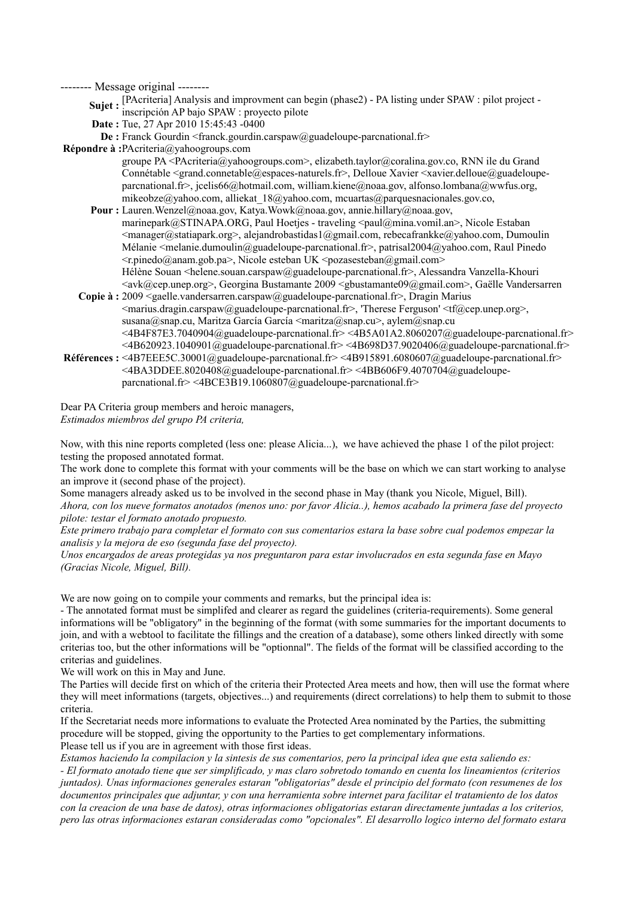-------- Message original --------

**Sujet :** [PAcriteria] Analysis and improvment can begin (phase2) - PA listing under SPAW : pilot project - inscripción AP bajo SPAW : proyecto pilote

**Date :** Tue, 27 Apr 2010 15:45:43 -0400

**De :** Franck Gourdin <franck.gourdin.carspaw@guadeloupe-parcnational.fr>

**Répondre à :** PAcriteria@yahoogroups.com

**Pour :** groupe PA <PAcriteria@yahoogroups.com>, elizabeth.taylor@coralina.gov.co, RNN ile du Grand Connétable <grand.connetable@espaces-naturels.fr>, Delloue Xavier <xavier.delloue@guadeloupe-parcnational.fr>, jcelis66@hotmail.com, william.kiene@noaa.gov, alfonso.lombana@wwfus.org, mikeobze@yahoo.com, alliekat_18@yahoo.com, mcuartas@parquesnacionales.gov.co, Lauren.Wenzel@noaa.gov, Katya.Wowk@noaa.gov, annie.hillary@noaa.gov, marinepark@STINAPA.ORG, Paul Hoetjes - traveling <paul@mina.vomil.an>, Nicole Estaban <manager@statiapark.org>, alejandrobastidas1@gmail.com, rebecafrankke@yahoo.com, Dumoulin Mélanie <melanie.dumoulin@guadeloupe-parcnational.fr>, patrisal2004@yahoo.com, Raul Pinedo <r.pinedo@anam.gob.pa>, Nicole esteban UK <pozasesteban@gmail.com>

**Copie à :** Hélène Souan <helene.souan.carspaw@guadeloupe-parcnational.fr>, Alessandra Vanzella-Khouri <avk@cep.unep.org>, Georgina Bustamante 2009 <gbustamante09@gmail.com>, Gaëlle Vandersarren 2009 <gaelle.vandersarren.carspaw@guadeloupe-parcnational.fr>, Dragin Marius <marius.dragin.carspaw@guadeloupe-parcnational.fr>, 'Therese Ferguson' <tf@cep.unep.org>, susana@snap.cu, Maritza García García <maritza@snap.cu>, aylem@snap.cu

**Références :** <4B4F87E3.7040904@guadeloupe-parcnational.fr> <4B5A01A2.8060207@guadeloupe-parcnational.fr> <4B620923.1040901@guadeloupe-parcnational.fr> <4B698D37.9020406@guadeloupe-parcnational.fr> <4B7EEE5C.30001@guadeloupe-parcnational.fr> <4B915891.6080607@guadeloupe-parcnational.fr> <4BA3DDEE.8020408@guadeloupe-parcnational.fr> <4BB606F9.4070704@guadeloupe-parcnational.fr> <4BCE3B19.1060807@guadeloupe-parcnational.fr>

Dear PA Criteria group members and heroic managers,
*Estimados miembros del grupo PA criteria,*

Now, with this nine reports completed (less one: please Alicia...), we have achieved the phase 1 of the pilot project: testing the proposed annotated format.
The work done to complete this format with your comments will be the base on which we can start working to analyse an improve it (second phase of the project).
Some managers already asked us to be involved in the second phase in May (thank you Nicole, Miguel, Bill).
*Ahora, con los nueve formatos anotados (menos uno: por favor Alicia..), hemos acabado la primera fase del proyecto pilote: testar el formato anotado propuesto.*
*Este primero trabajo para completar el formato con sus comentarios estara la base sobre cual podemos empezar la analisis y la mejora de eso (segunda fase del proyecto).*
*Unos encargados de areas protegidas ya nos preguntaron para estar involucrados en esta segunda fase en Mayo (Gracias Nicole, Miguel, Bill).*

We are now going on to compile your comments and remarks, but the principal idea is:
- The annotated format must be simplifed and clearer as regard the guidelines (criteria-requirements). Some general informations will be "obligatory" in the beginning of the format (with some summaries for the important documents to join, and with a webtool to facilitate the fillings and the creation of a database), some others linked directly with some criterias too, but the other informations will be "optionnal". The fields of the format will be classified according to the criterias and guidelines.
We will work on this in May and June.
The Parties will decide first on which of the criteria their Protected Area meets and how, then will use the format where they will meet informations (targets, objectives...) and requirements (direct correlations) to help them to submit to those criteria.
If the Secretariat needs more informations to evaluate the Protected Area nominated by the Parties, the submitting procedure will be stopped, giving the opportunity to the Parties to get complementary informations.
Please tell us if you are in agreement with those first ideas.
*Estamos haciendo la compilacion y la sintesis de sus comentarios, pero la principal idea que esta saliendo es:*
*- El formato anotado tiene que ser simplificado, y mas claro sobretodo tomando en cuenta los lineamientos (criterios juntados). Unas informaciones generales estaran "obligatorias" desde el principio del formato (con resumenes de los documentos principales que adjuntar, y con una herramienta sobre internet para facilitar el tratamiento de los datos con la creacion de una base de datos), otras informaciones obligatorias estaran directamente juntadas a los criterios, pero las otras informaciones estaran consideradas como "opcionales". El desarrollo logico interno del formato estara*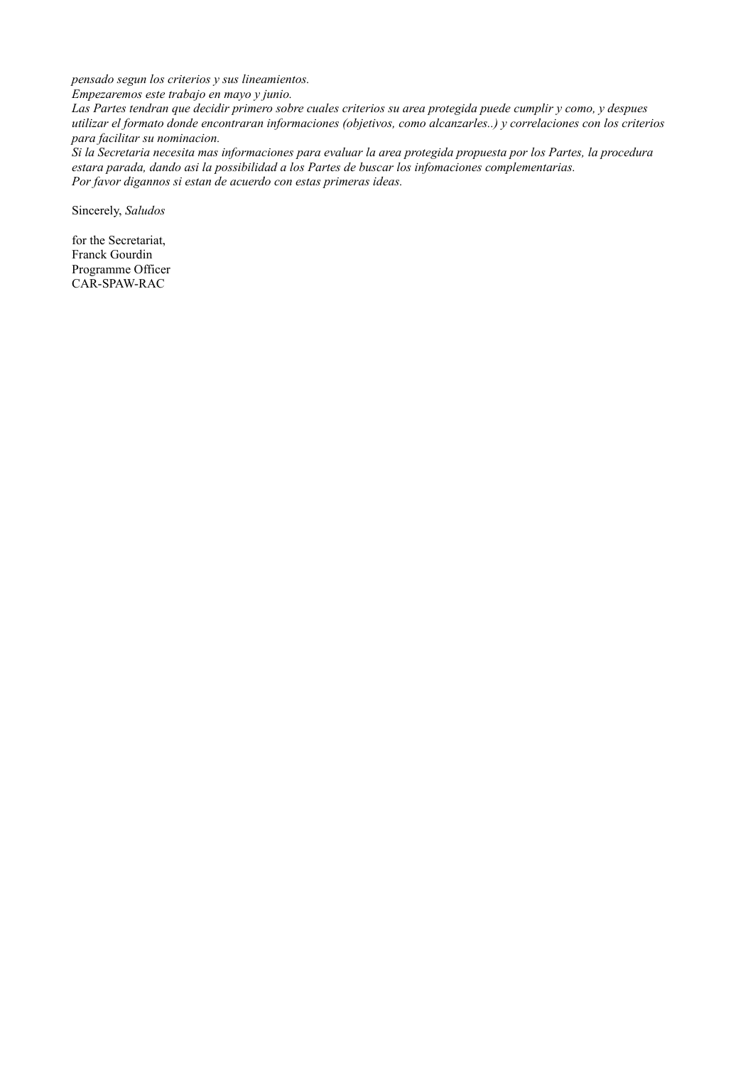*pensado segun los criterios y sus lineamientos.*
*Empezaremos este trabajo en mayo y junio.*
*Las Partes tendran que decidir primero sobre cuales criterios su area protegida puede cumplir y como, y despues utilizar el formato donde encontraran informaciones (objetivos, como alcanzarles..) y correlaciones con los criterios para facilitar su nominacion.*
*Si la Secretaria necesita mas informaciones para evaluar la area protegida propuesta por los Partes, la procedura estara parada, dando asi la possibilidad a los Partes de buscar los infomaciones complementarias.*
*Por favor digannos si estan de acuerdo con estas primeras ideas.*

Sincerely, *Saludos*

for the Secretariat,
Franck Gourdin
Programme Officer
CAR-SPAW-RAC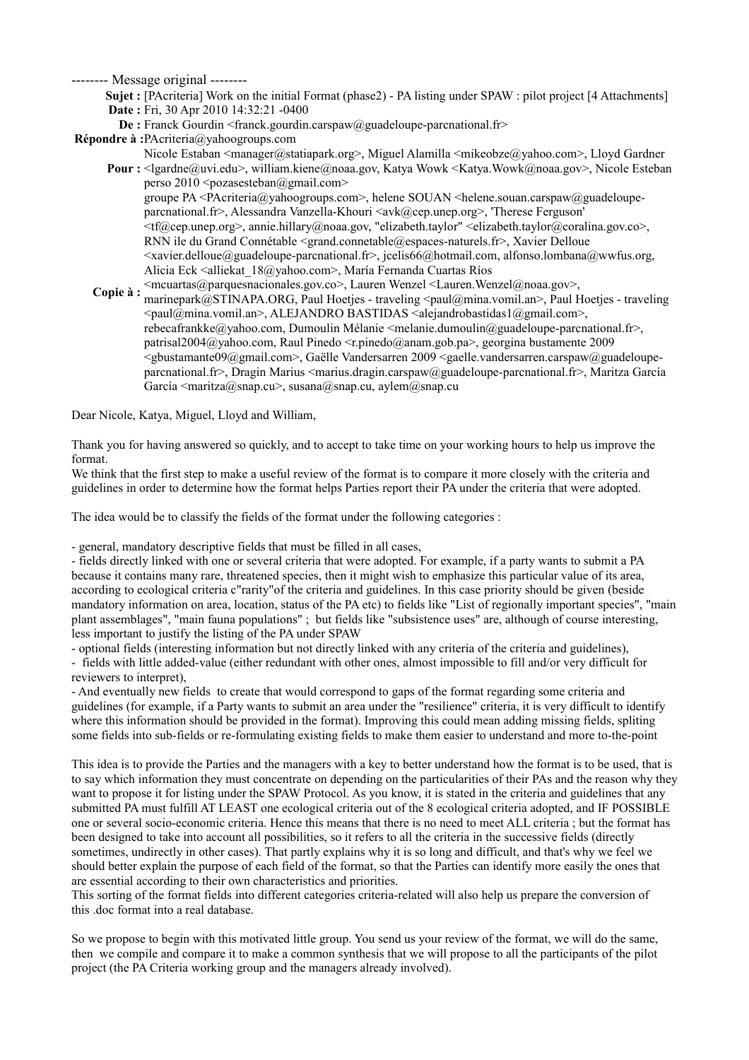-------- Message original --------

**Sujet :** [PAcriteria] Work on the initial Format (phase2) - PA listing under SPAW : pilot project [4 Attachments]
**Date :** Fri, 30 Apr 2010 14:32:21 -0400
**De :** Franck Gourdin <franck.gourdin.carspaw@guadeloupe-parcnational.fr>
**Répondre à :** PAcriteria@yahoogroups.com
**Pour :** Nicole Estaban <manager@statiapark.org>, Miguel Alamilla <mikeobze@yahoo.com>, Lloyd Gardner <lgardne@uvi.edu>, william.kiene@noaa.gov, Katya Wowk <Katya.Wowk@noaa.gov>, Nicole Esteban perso 2010 <pozasesteban@gmail.com>
**Copie à :** groupe PA <PAcriteria@yahoogroups.com>, helene SOUAN <helene.souan.carspaw@guadeloupe-parcnational.fr>, Alessandra Vanzella-Khouri <avk@cep.unep.org>, 'Therese Ferguson' <tf@cep.unep.org>, annie.hillary@noaa.gov, "elizabeth.taylor" <elizabeth.taylor@coralina.gov.co>, RNN ile du Grand Connétable <grand.connetable@espaces-naturels.fr>, Xavier Delloue <xavier.delloue@guadeloupe-parcnational.fr>, jcelis66@hotmail.com, alfonso.lombana@wwfus.org, Alicia Eck <alliekat_18@yahoo.com>, María Fernanda Cuartas Ríos <mcuartas@parquesnacionales.gov.co>, Lauren Wenzel <Lauren.Wenzel@noaa.gov>, marinepark@STINAPA.ORG, Paul Hoetjes - traveling <paul@mina.vomil.an>, Paul Hoetjes - traveling <paul@mina.vomil.an>, ALEJANDRO BASTIDAS <alejandrobastidas1@gmail.com>, rebecafrankke@yahoo.com, Dumoulin Mélanie <melanie.dumoulin@guadeloupe-parcnational.fr>, patrisal2004@yahoo.com, Raul Pinedo <r.pinedo@anam.gob.pa>, georgina bustamente 2009 <gbustamante09@gmail.com>, Gaëlle Vandersarren 2009 <gaelle.vandersarren.carspaw@guadeloupe-parcnational.fr>, Dragin Marius <marius.dragin.carspaw@guadeloupe-parcnational.fr>, Maritza García García <maritza@snap.cu>, susana@snap.cu, aylem@snap.cu

Dear Nicole, Katya, Miguel, Lloyd and William,

Thank you for having answered so quickly, and to accept to take time on your working hours to help us improve the format.
We think that the first step to make a useful review of the format is to compare it more closely with the criteria and guidelines in order to determine how the format helps Parties report their PA under the criteria that were adopted.

The idea would be to classify the fields of the format under the following categories :

- general, mandatory descriptive fields that must be filled in all cases,
- fields directly linked with one or several criteria that were adopted. For example, if a party wants to submit a PA because it contains many rare, threatened species, then it might wish to emphasize this particular value of its area, according to ecological criteria c"rarity"of the criteria and guidelines. In this case priority should be given (beside mandatory information on area, location, status of the PA etc) to fields like "List of regionally important species", "main plant assemblages", "main fauna populations" ; but fields like "subsistence uses" are, although of course interesting, less important to justify the listing of the PA under SPAW
- optional fields (interesting information but not directly linked with any criteria of the criteria and guidelines),
- fields with little added-value (either redundant with other ones, almost impossible to fill and/or very difficult for reviewers to interpret),
- And eventually new fields to create that would correspond to gaps of the format regarding some criteria and guidelines (for example, if a Party wants to submit an area under the "resilience" criteria, it is very difficult to identify where this information should be provided in the format). Improving this could mean adding missing fields, spliting some fields into sub-fields or re-formulating existing fields to make them easier to understand and more to-the-point

This idea is to provide the Parties and the managers with a key to better understand how the format is to be used, that is to say which information they must concentrate on depending on the particularities of their PAs and the reason why they want to propose it for listing under the SPAW Protocol. As you know, it is stated in the criteria and guidelines that any submitted PA must fulfill AT LEAST one ecological criteria out of the 8 ecological criteria adopted, and IF POSSIBLE one or several socio-economic criteria. Hence this means that there is no need to meet ALL criteria ; but the format has been designed to take into account all possibilities, so it refers to all the criteria in the successive fields (directly sometimes, undirectly in other cases). That partly explains why it is so long and difficult, and that's why we feel we should better explain the purpose of each field of the format, so that the Parties can identify more easily the ones that are essential according to their own characteristics and priorities.
This sorting of the format fields into different categories criteria-related will also help us prepare the conversion of this .doc format into a real database.

So we propose to begin with this motivated little group. You send us your review of the format, we will do the same, then we compile and compare it to make a common synthesis that we will propose to all the participants of the pilot project (the PA Criteria working group and the managers already involved).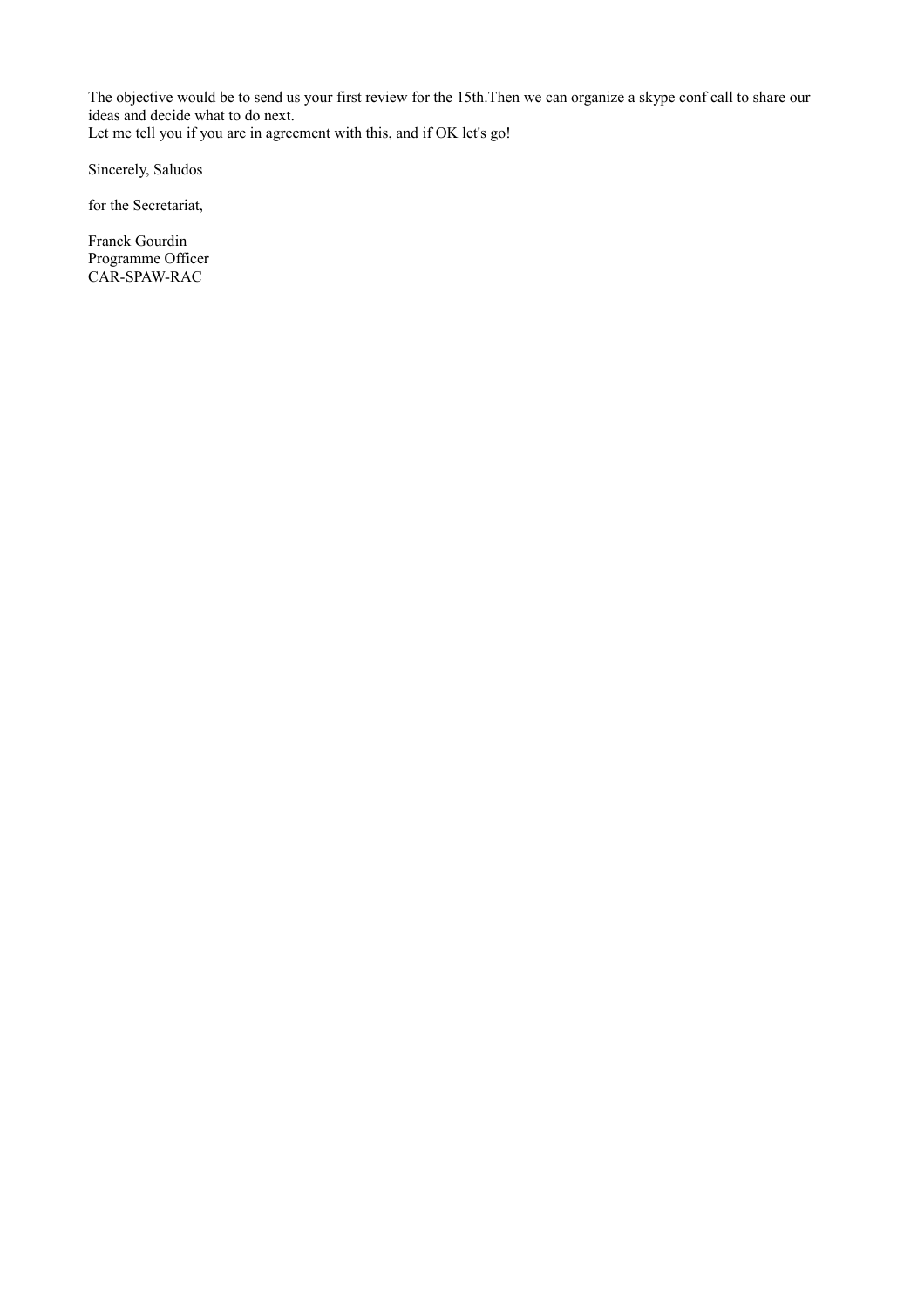The objective would be to send us your first review for the 15th.Then we can organize a skype conf call to share our ideas and decide what to do next.
Let me tell you if you are in agreement with this, and if OK let's go!

Sincerely, Saludos

for the Secretariat,

Franck Gourdin
Programme Officer
CAR-SPAW-RAC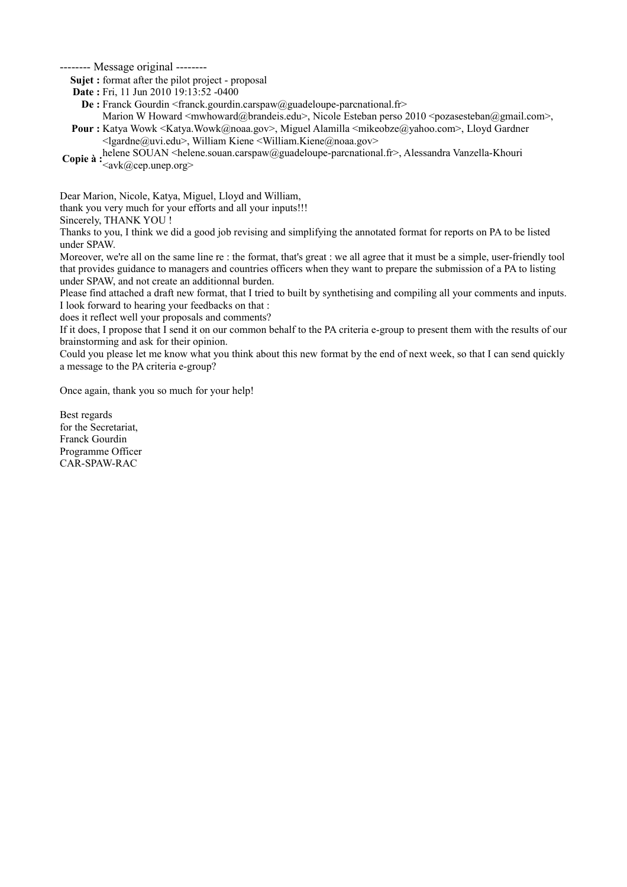-------- Message original --------

**Sujet :** format after the pilot project - proposal
**Date :** Fri, 11 Jun 2010 19:13:52 -0400
**De :** Franck Gourdin <franck.gourdin.carspaw@guadeloupe-parcnational.fr>
**Pour :** Marion W Howard <mwhoward@brandeis.edu>, Nicole Esteban perso 2010 <pozasesteban@gmail.com>, Katya Wowk <Katya.Wowk@noaa.gov>, Miguel Alamilla <mikeobze@yahoo.com>, Lloyd Gardner <lgardne@uvi.edu>, William Kiene <William.Kiene@noaa.gov>
**Copie à :** helene SOUAN <helene.souan.carspaw@guadeloupe-parcnational.fr>, Alessandra Vanzella-Khouri <avk@cep.unep.org>

Dear Marion, Nicole, Katya, Miguel, Lloyd and William,
thank you very much for your efforts and all your inputs!!!
Sincerely, THANK YOU !
Thanks to you, I think we did a good job revising and simplifying the annotated format for reports on PA to be listed under SPAW.
Moreover, we're all on the same line re : the format, that's great : we all agree that it must be a simple, user-friendly tool that provides guidance to managers and countries officers when they want to prepare the submission of a PA to listing under SPAW, and not create an additionnal burden.
Please find attached a draft new format, that I tried to built by synthetising and compiling all your comments and inputs.
I look forward to hearing your feedbacks on that :
does it reflect well your proposals and comments?
If it does, I propose that I send it on our common behalf to the PA criteria e-group to present them with the results of our brainstorming and ask for their opinion.
Could you please let me know what you think about this new format by the end of next week, so that I can send quickly a message to the PA criteria e-group?

Once again, thank you so much for your help!

Best regards
for the Secretariat,
Franck Gourdin
Programme Officer
CAR-SPAW-RAC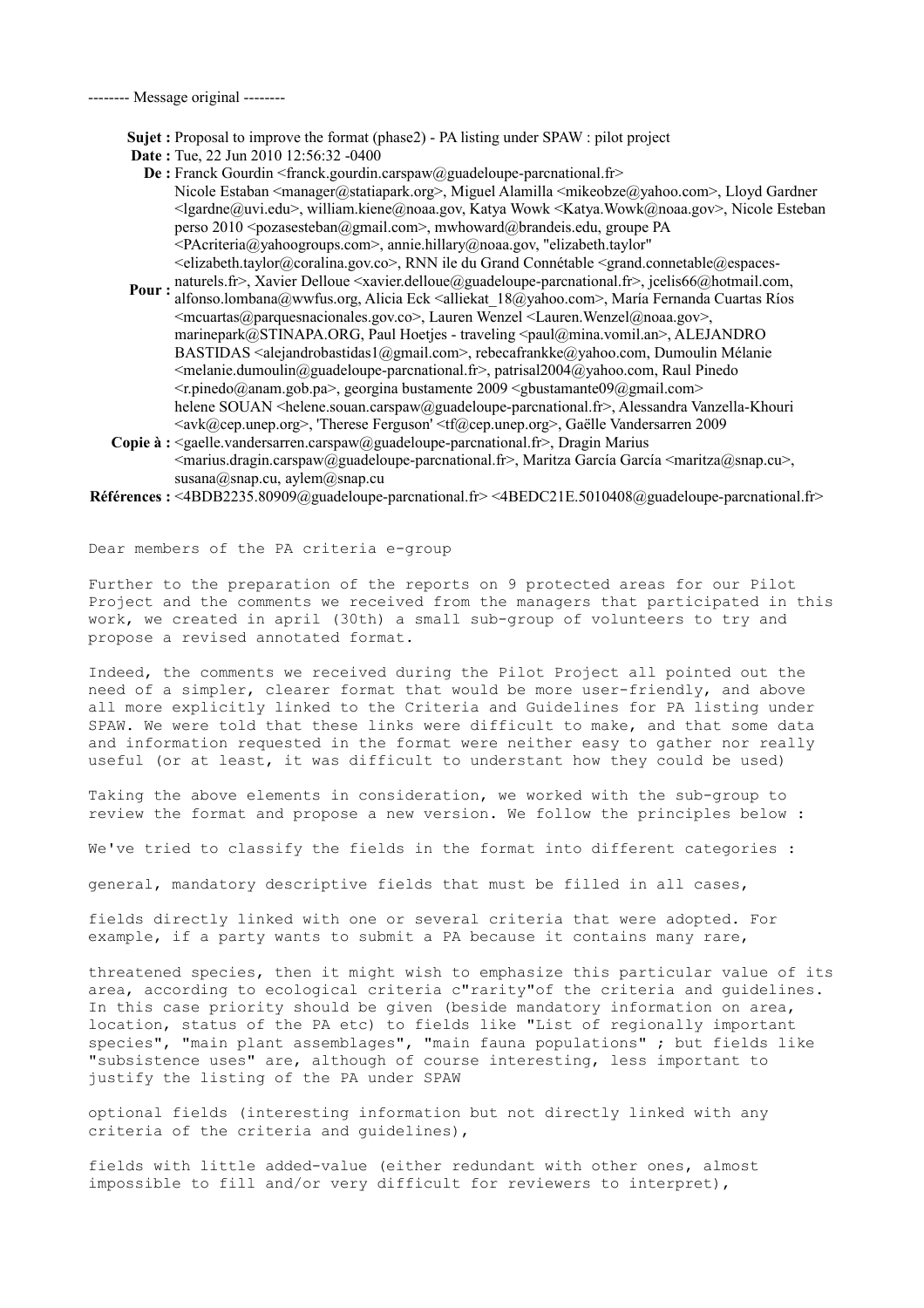-------- Message original --------

**Sujet :** Proposal to improve the format (phase2) - PA listing under SPAW : pilot project
**Date :** Tue, 22 Jun 2010 12:56:32 -0400
**De :** Franck Gourdin <franck.gourdin.carspaw@guadeloupe-parcnational.fr>
**Pour :** Nicole Estaban <manager@statiapark.org>, Miguel Alamilla <mikeobze@yahoo.com>, Lloyd Gardner <lgardne@uvi.edu>, william.kiene@noaa.gov, Katya Wowk <Katya.Wowk@noaa.gov>, Nicole Esteban perso 2010 <pozasesteban@gmail.com>, mwhoward@brandeis.edu, groupe PA <PAcriteria@yahoogroups.com>, annie.hillary@noaa.gov, "elizabeth.taylor" <elizabeth.taylor@coralina.gov.co>, RNN ile du Grand Connétable <grand.connetable@espaces-naturels.fr>, Xavier Delloue <xavier.delloue@guadeloupe-parcnational.fr>, jcelis66@hotmail.com, alfonso.lombana@wwfus.org, Alicia Eck <alliekat_18@yahoo.com>, María Fernanda Cuartas Ríos <mcuartas@parquesnacionales.gov.co>, Lauren Wenzel <Lauren.Wenzel@noaa.gov>, marinepark@STINAPA.ORG, Paul Hoetjes - traveling <paul@mina.vomil.an>, ALEJANDRO BASTIDAS <alejandrobastidas1@gmail.com>, rebecafrankke@yahoo.com, Dumoulin Mélanie <melanie.dumoulin@guadeloupe-parcnational.fr>, patrisal2004@yahoo.com, Raul Pinedo <r.pinedo@anam.gob.pa>, georgina bustamente 2009 <gbustamante09@gmail.com>
**Copie à :** helene SOUAN <helene.souan.carspaw@guadeloupe-parcnational.fr>, Alessandra Vanzella-Khouri <avk@cep.unep.org>, 'Therese Ferguson' <tf@cep.unep.org>, Gaëlle Vandersarren 2009 <gaelle.vandersarren.carspaw@guadeloupe-parcnational.fr>, Dragin Marius <marius.dragin.carspaw@guadeloupe-parcnational.fr>, Maritza García García <maritza@snap.cu>, susana@snap.cu, aylem@snap.cu
**Références :** <4BDB2235.80909@guadeloupe-parcnational.fr> <4BEDC21E.5010408@guadeloupe-parcnational.fr>

Dear members of the PA criteria e-group

Further to the preparation of the reports on 9 protected areas for our Pilot Project and the comments we received from the managers that participated in this work, we created in april (30th) a small sub-group of volunteers to try and propose a revised annotated format.

Indeed, the comments we received during the Pilot Project all pointed out the need of a simpler, clearer format that would be more user-friendly, and above all more explicitly linked to the Criteria and Guidelines for PA listing under SPAW. We were told that these links were difficult to make, and that some data and information requested in the format were neither easy to gather nor really useful (or at least, it was difficult to understant how they could be used)

Taking the above elements in consideration, we worked with the sub-group to review the format and propose a new version. We follow the principles below :

We've tried to classify the fields in the format into different categories :

general, mandatory descriptive fields that must be filled in all cases,

fields directly linked with one or several criteria that were adopted. For example, if a party wants to submit a PA because it contains many rare,

threatened species, then it might wish to emphasize this particular value of its area, according to ecological criteria c"rarity"of the criteria and guidelines. In this case priority should be given (beside mandatory information on area, location, status of the PA etc) to fields like "List of regionally important species", "main plant assemblages", "main fauna populations" ; but fields like "subsistence uses" are, although of course interesting, less important to justify the listing of the PA under SPAW

optional fields (interesting information but not directly linked with any criteria of the criteria and guidelines),

fields with little added-value (either redundant with other ones, almost impossible to fill and/or very difficult for reviewers to interpret),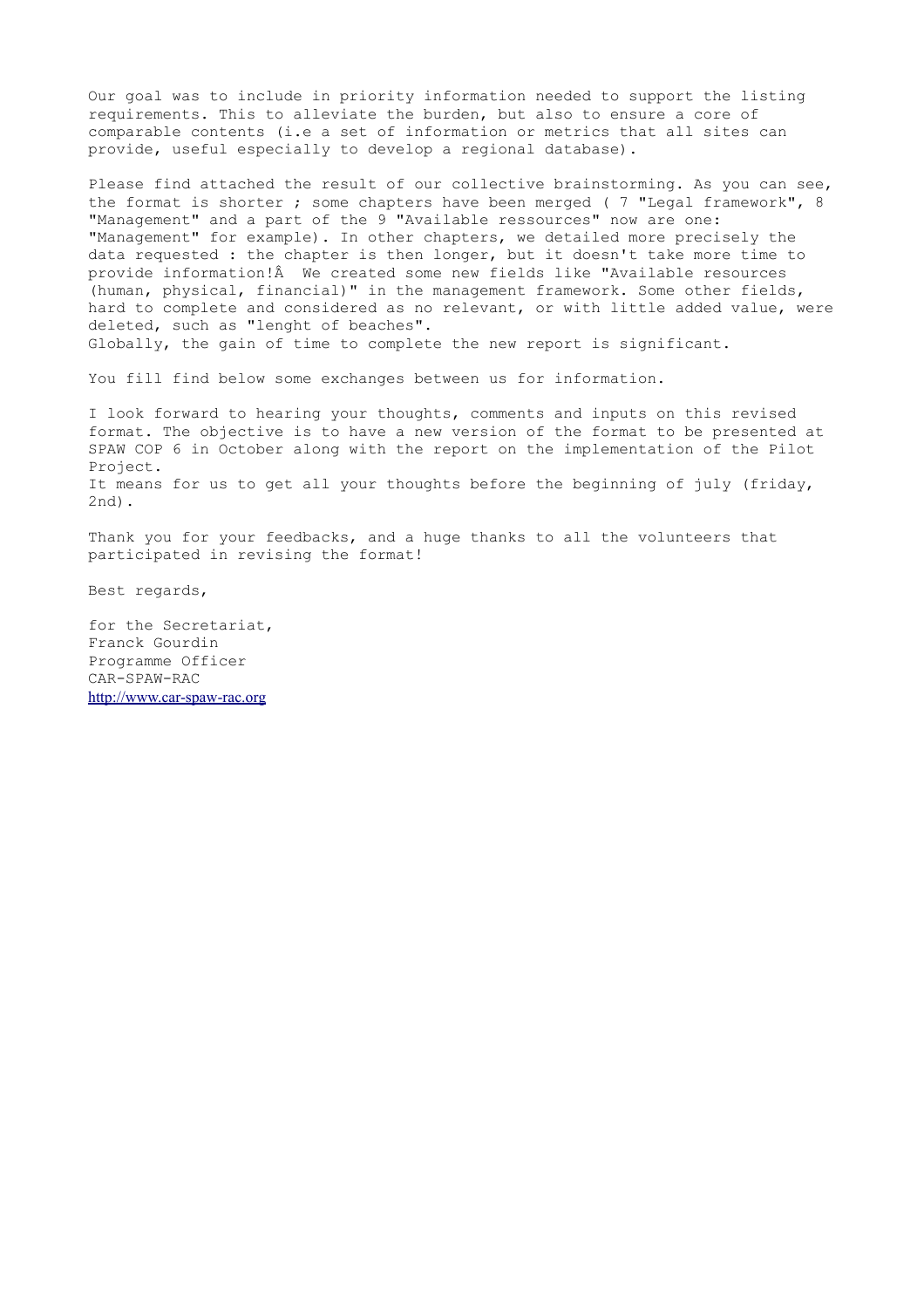Our goal was to include in priority information needed to support the listing requirements. This to alleviate the burden, but also to ensure a core of comparable contents (i.e a set of information or metrics that all sites can provide, useful especially to develop a regional database).

Please find attached the result of our collective brainstorming. As you can see, the format is shorter ; some chapters have been merged ( 7 "Legal framework", 8 "Management" and a part of the 9 "Available ressources" now are one: "Management" for example). In other chapters, we detailed more precisely the data requested : the chapter is then longer, but it doesn't take more time to provide information!Â  We created some new fields like "Available resources (human, physical, financial)" in the management framework. Some other fields, hard to complete and considered as no relevant, or with little added value, were deleted, such as "lenght of beaches".
Globally, the gain of time to complete the new report is significant.

You fill find below some exchanges between us for information.

I look forward to hearing your thoughts, comments and inputs on this revised format. The objective is to have a new version of the format to be presented at SPAW COP 6 in October along with the report on the implementation of the Pilot Project.
It means for us to get all your thoughts before the beginning of july (friday, 2nd).

Thank you for your feedbacks, and a huge thanks to all the volunteers that participated in revising the format!

Best regards,

for the Secretariat,
Franck Gourdin
Programme Officer
CAR-SPAW-RAC
http://www.car-spaw-rac.org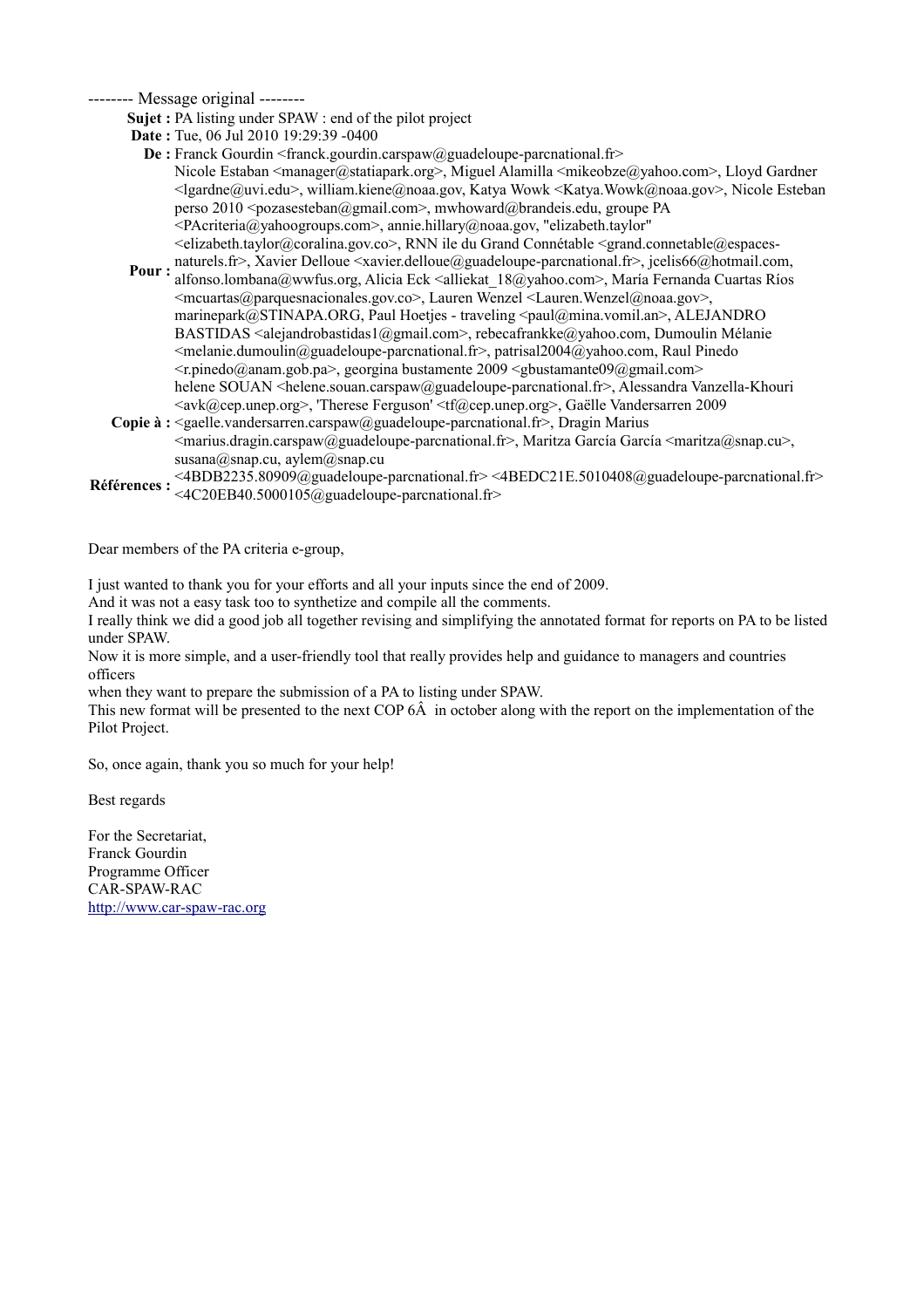-------- Message original --------

**Sujet :** PA listing under SPAW : end of the pilot project

**Date :** Tue, 06 Jul 2010 19:29:39 -0400

**De :** Franck Gourdin <franck.gourdin.carspaw@guadeloupe-parcnational.fr>

**Pour :** Nicole Estaban <manager@statiapark.org>, Miguel Alamilla <mikeobze@yahoo.com>, Lloyd Gardner <lgardne@uvi.edu>, william.kiene@noaa.gov, Katya Wowk <Katya.Wowk@noaa.gov>, Nicole Esteban perso 2010 <pozasesteban@gmail.com>, mwhoward@brandeis.edu, groupe PA <PAcriteria@yahoogroups.com>, annie.hillary@noaa.gov, "elizabeth.taylor" <elizabeth.taylor@coralina.gov.co>, RNN ile du Grand Connétable <grand.connetable@espaces-naturels.fr>, Xavier Delloue <xavier.delloue@guadeloupe-parcnational.fr>, jcelis66@hotmail.com, alfonso.lombana@wwfus.org, Alicia Eck <alliekat_18@yahoo.com>, María Fernanda Cuartas Ríos <mcuartas@parquesnacionales.gov.co>, Lauren Wenzel <Lauren.Wenzel@noaa.gov>, marinepark@STINAPA.ORG, Paul Hoetjes - traveling <paul@mina.vomil.an>, ALEJANDRO BASTIDAS <alejandrobastidas1@gmail.com>, rebecafrankke@yahoo.com, Dumoulin Mélanie <melanie.dumoulin@guadeloupe-parcnational.fr>, patrisal2004@yahoo.com, Raul Pinedo <r.pinedo@anam.gob.pa>, georgina bustamente 2009 <gbustamante09@gmail.com>

**Copie à :** helene SOUAN <helene.souan.carspaw@guadeloupe-parcnational.fr>, Alessandra Vanzella-Khouri <avk@cep.unep.org>, 'Therese Ferguson' <tf@cep.unep.org>, Gaëlle Vandersarren 2009 <gaelle.vandersarren.carspaw@guadeloupe-parcnational.fr>, Dragin Marius <marius.dragin.carspaw@guadeloupe-parcnational.fr>, Maritza García García <maritza@snap.cu>, susana@snap.cu, aylem@snap.cu

**Références :** <4BDB2235.80909@guadeloupe-parcnational.fr> <4BEDC21E.5010408@guadeloupe-parcnational.fr> <4C20EB40.5000105@guadeloupe-parcnational.fr>

Dear members of the PA criteria e-group,

I just wanted to thank you for your efforts and all your inputs since the end of 2009.
And it was not a easy task too to synthetize and compile all the comments.
I really think we did a good job all together revising and simplifying the annotated format for reports on PA to be listed under SPAW.
Now it is more simple, and a user-friendly tool that really provides help and guidance to managers and countries officers
when they want to prepare the submission of a PA to listing under SPAW.
This new format will be presented to the next COP 6Â  in october along with the report on the implementation of the Pilot Project.

So, once again, thank you so much for your help!

Best regards

For the Secretariat,
Franck Gourdin
Programme Officer
CAR-SPAW-RAC
http://www.car-spaw-rac.org